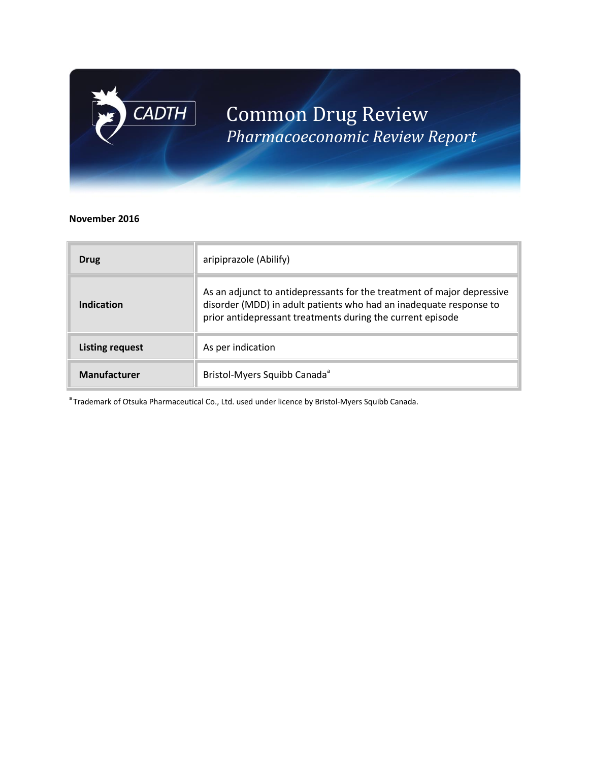# CADTH

# Common Drug Review
## *Pharmacoeconomic Review Report*

**November 2016**

| **Drug** | aripiprazole (Abilify) |
|---|---|
| **Indication** | As an adjunct to antidepressants for the treatment of major depressive disorder (MDD) in adult patients who had an inadequate response to prior antidepressant treatments during the current episode |
| **Listing request** | As per indication |
| **Manufacturer** | Bristol-Myers Squibb Canada[a] |

[a] Trademark of Otsuka Pharmaceutical Co., Ltd. used under licence by Bristol-Myers Squibb Canada.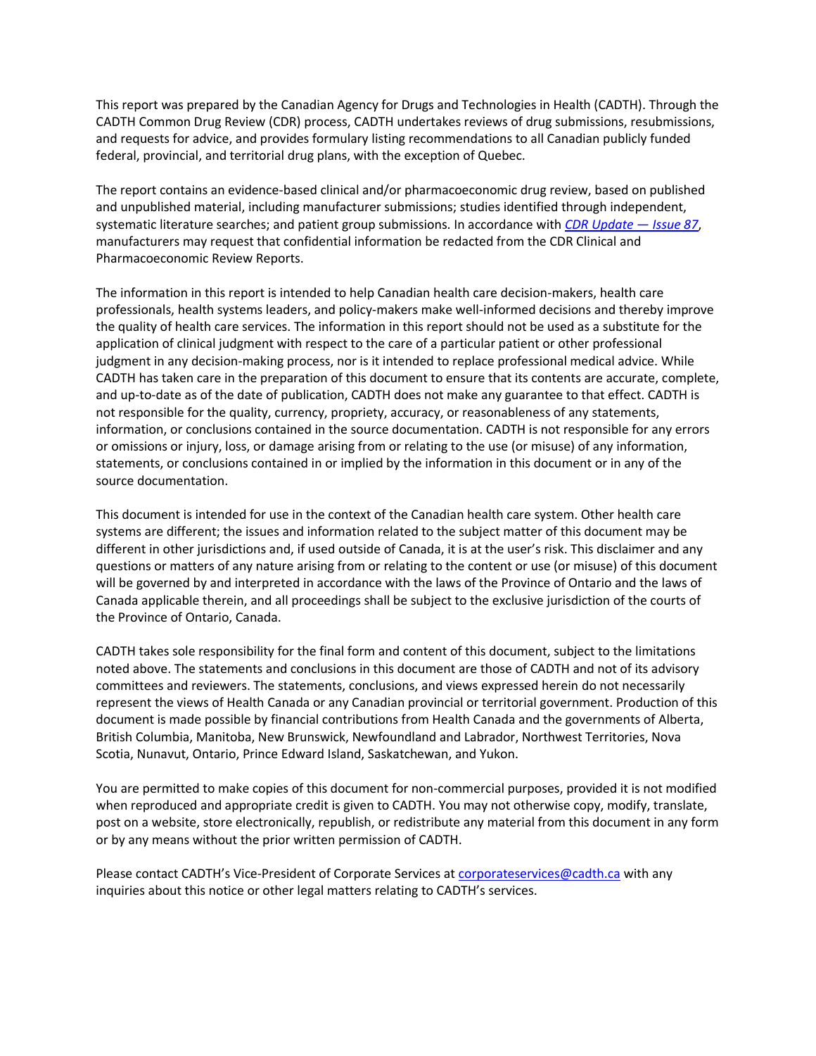This report was prepared by the Canadian Agency for Drugs and Technologies in Health (CADTH). Through the CADTH Common Drug Review (CDR) process, CADTH undertakes reviews of drug submissions, resubmissions, and requests for advice, and provides formulary listing recommendations to all Canadian publicly funded federal, provincial, and territorial drug plans, with the exception of Quebec.

The report contains an evidence-based clinical and/or pharmacoeconomic drug review, based on published and unpublished material, including manufacturer submissions; studies identified through independent, systematic literature searches; and patient group submissions. In accordance with *CDR Update — Issue 87*, manufacturers may request that confidential information be redacted from the CDR Clinical and Pharmacoeconomic Review Reports.

The information in this report is intended to help Canadian health care decision-makers, health care professionals, health systems leaders, and policy-makers make well-informed decisions and thereby improve the quality of health care services. The information in this report should not be used as a substitute for the application of clinical judgment with respect to the care of a particular patient or other professional judgment in any decision-making process, nor is it intended to replace professional medical advice. While CADTH has taken care in the preparation of this document to ensure that its contents are accurate, complete, and up-to-date as of the date of publication, CADTH does not make any guarantee to that effect. CADTH is not responsible for the quality, currency, propriety, accuracy, or reasonableness of any statements, information, or conclusions contained in the source documentation. CADTH is not responsible for any errors or omissions or injury, loss, or damage arising from or relating to the use (or misuse) of any information, statements, or conclusions contained in or implied by the information in this document or in any of the source documentation.

This document is intended for use in the context of the Canadian health care system. Other health care systems are different; the issues and information related to the subject matter of this document may be different in other jurisdictions and, if used outside of Canada, it is at the user's risk. This disclaimer and any questions or matters of any nature arising from or relating to the content or use (or misuse) of this document will be governed by and interpreted in accordance with the laws of the Province of Ontario and the laws of Canada applicable therein, and all proceedings shall be subject to the exclusive jurisdiction of the courts of the Province of Ontario, Canada.

CADTH takes sole responsibility for the final form and content of this document, subject to the limitations noted above. The statements and conclusions in this document are those of CADTH and not of its advisory committees and reviewers. The statements, conclusions, and views expressed herein do not necessarily represent the views of Health Canada or any Canadian provincial or territorial government. Production of this document is made possible by financial contributions from Health Canada and the governments of Alberta, British Columbia, Manitoba, New Brunswick, Newfoundland and Labrador, Northwest Territories, Nova Scotia, Nunavut, Ontario, Prince Edward Island, Saskatchewan, and Yukon.

You are permitted to make copies of this document for non-commercial purposes, provided it is not modified when reproduced and appropriate credit is given to CADTH. You may not otherwise copy, modify, translate, post on a website, store electronically, republish, or redistribute any material from this document in any form or by any means without the prior written permission of CADTH.

Please contact CADTH's Vice-President of Corporate Services at corporateservices@cadth.ca with any inquiries about this notice or other legal matters relating to CADTH's services.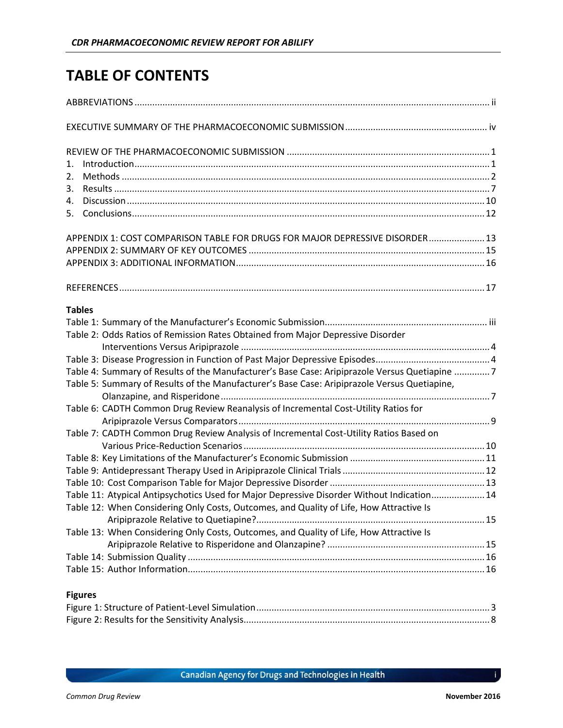# TABLE OF CONTENTS

ABBREVIATIONS ..................................................................................................................................... ii

EXECUTIVE SUMMARY OF THE PHARMACOECONOMIC SUBMISSION ........................................................ iv

REVIEW OF THE PHARMACOECONOMIC SUBMISSION ............................................................................... 1
1. Introduction ........................................................................................................................................ 1
2. Methods .............................................................................................................................................. 2
3. Results ................................................................................................................................................ 7
4. Discussion .......................................................................................................................................... 10
5. Conclusions ........................................................................................................................................ 12

APPENDIX 1: COST COMPARISON TABLE FOR DRUGS FOR MAJOR DEPRESSIVE DISORDER ...................... 13
APPENDIX 2: SUMMARY OF KEY OUTCOMES ............................................................................................ 15
APPENDIX 3: ADDITIONAL INFORMATION ................................................................................................. 16

REFERENCES ............................................................................................................................................. 17

**Tables**

Table 1: Summary of the Manufacturer's Economic Submission ............................................................... iii
Table 2: Odds Ratios of Remission Rates Obtained from Major Depressive Disorder Interventions Versus Aripiprazole ................................................................................................. 4
Table 3: Disease Progression in Function of Past Major Depressive Episodes ............................................ 4
Table 4: Summary of Results of the Manufacturer's Base Case: Aripiprazole Versus Quetiapine .............. 7
Table 5: Summary of Results of the Manufacturer's Base Case: Aripiprazole Versus Quetiapine, Olanzapine, and Risperidone .......................................................................................... 7
Table 6: CADTH Common Drug Review Reanalysis of Incremental Cost-Utility Ratios for Aripiprazole Versus Comparators .................................................................................. 9
Table 7: CADTH Common Drug Review Analysis of Incremental Cost-Utility Ratios Based on Various Price-Reduction Scenarios ............................................................................. 10
Table 8: Key Limitations of the Manufacturer's Economic Submission ..................................................... 11
Table 9: Antidepressant Therapy Used in Aripiprazole Clinical Trials ........................................................ 12
Table 10: Cost Comparison Table for Major Depressive Disorder ............................................................ 13
Table 11: Atypical Antipsychotics Used for Major Depressive Disorder Without Indication ..................... 14
Table 12: When Considering Only Costs, Outcomes, and Quality of Life, How Attractive Is Aripiprazole Relative to Quetiapine? ......................................................................................... 15
Table 13: When Considering Only Costs, Outcomes, and Quality of Life, How Attractive Is Aripiprazole Relative to Risperidone and Olanzapine? ............................................................. 15
Table 14: Submission Quality .................................................................................................................... 16
Table 15: Author Information .................................................................................................................... 16

**Figures**

Figure 1: Structure of Patient-Level Simulation ........................................................................................... 3
Figure 2: Results for the Sensitivity Analysis ................................................................................................ 8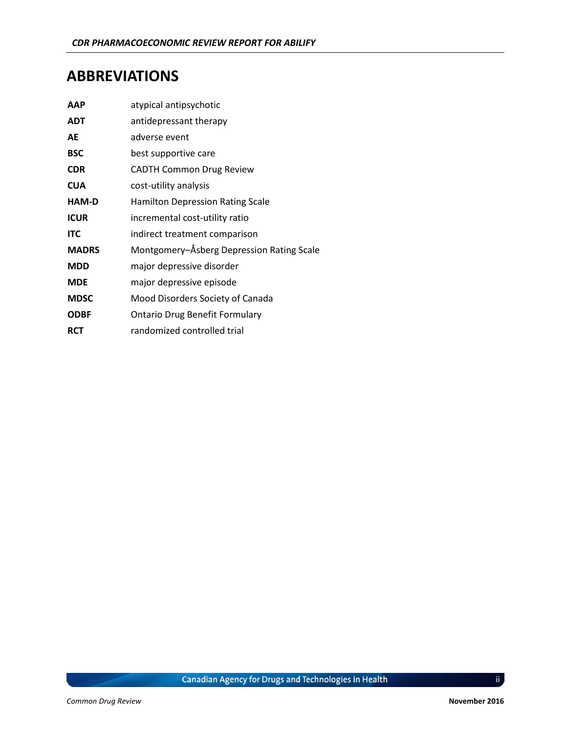# ABBREVIATIONS

| | |
|---|---|
| **AAP** | atypical antipsychotic |
| **ADT** | antidepressant therapy |
| **AE** | adverse event |
| **BSC** | best supportive care |
| **CDR** | CADTH Common Drug Review |
| **CUA** | cost-utility analysis |
| **HAM-D** | Hamilton Depression Rating Scale |
| **ICUR** | incremental cost-utility ratio |
| **ITC** | indirect treatment comparison |
| **MADRS** | Montgomery–Åsberg Depression Rating Scale |
| **MDD** | major depressive disorder |
| **MDE** | major depressive episode |
| **MDSC** | Mood Disorders Society of Canada |
| **ODBF** | Ontario Drug Benefit Formulary |
| **RCT** | randomized controlled trial |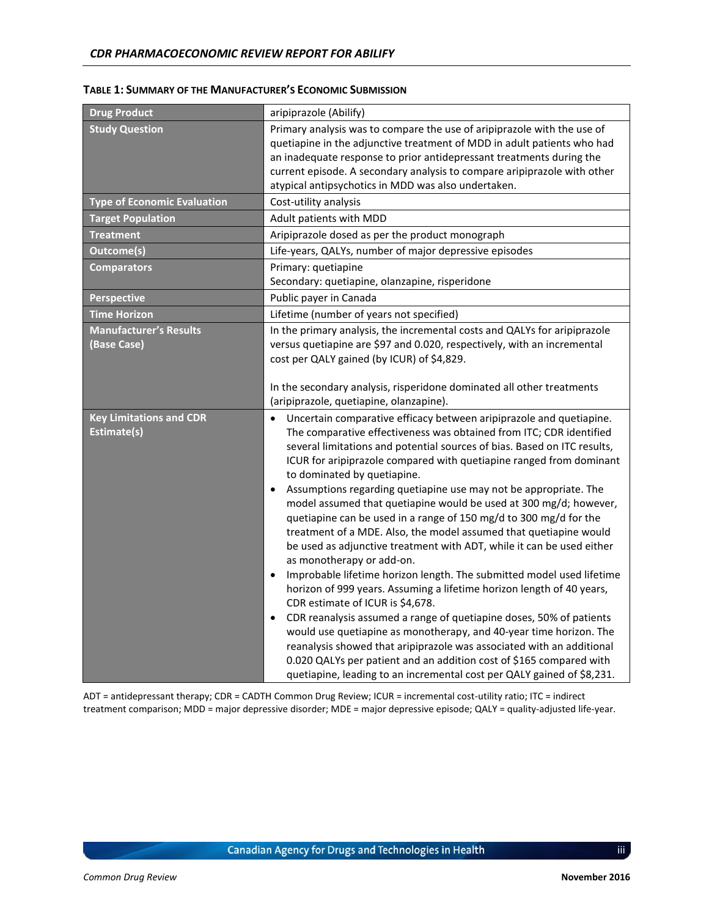**TABLE 1: SUMMARY OF THE MANUFACTURER'S ECONOMIC SUBMISSION**

| | |
|---|---|
| **Drug Product** | aripiprazole (Abilify) |
| **Study Question** | Primary analysis was to compare the use of aripiprazole with the use of quetiapine in the adjunctive treatment of MDD in adult patients who had an inadequate response to prior antidepressant treatments during the current episode. A secondary analysis to compare aripiprazole with other atypical antipsychotics in MDD was also undertaken. |
| **Type of Economic Evaluation** | Cost-utility analysis |
| **Target Population** | Adult patients with MDD |
| **Treatment** | Aripiprazole dosed as per the product monograph |
| **Outcome(s)** | Life-years, QALYs, number of major depressive episodes |
| **Comparators** | Primary: quetiapine<br>Secondary: quetiapine, olanzapine, risperidone |
| **Perspective** | Public payer in Canada |
| **Time Horizon** | Lifetime (number of years not specified) |
| **Manufacturer's Results (Base Case)** | In the primary analysis, the incremental costs and QALYs for aripiprazole versus quetiapine are $97 and 0.020, respectively, with an incremental cost per QALY gained (by ICUR) of $4,829.<br><br>In the secondary analysis, risperidone dominated all other treatments (aripiprazole, quetiapine, olanzapine). |
| **Key Limitations and CDR Estimate(s)** | • Uncertain comparative efficacy between aripiprazole and quetiapine. The comparative effectiveness was obtained from ITC; CDR identified several limitations and potential sources of bias. Based on ITC results, ICUR for aripiprazole compared with quetiapine ranged from dominant to dominated by quetiapine.<br>• Assumptions regarding quetiapine use may not be appropriate. The model assumed that quetiapine would be used at 300 mg/d; however, quetiapine can be used in a range of 150 mg/d to 300 mg/d for the treatment of a MDE. Also, the model assumed that quetiapine would be used as adjunctive treatment with ADT, while it can be used either as monotherapy or add-on.<br>• Improbable lifetime horizon length. The submitted model used lifetime horizon of 999 years. Assuming a lifetime horizon length of 40 years, CDR estimate of ICUR is $4,678.<br>• CDR reanalysis assumed a range of quetiapine doses, 50% of patients would use quetiapine as monotherapy, and 40-year time horizon. The reanalysis showed that aripiprazole was associated with an additional 0.020 QALYs per patient and an addition cost of $165 compared with quetiapine, leading to an incremental cost per QALY gained of $8,231. |

ADT = antidepressant therapy; CDR = CADTH Common Drug Review; ICUR = incremental cost-utility ratio; ITC = indirect treatment comparison; MDD = major depressive disorder; MDE = major depressive episode; QALY = quality-adjusted life-year.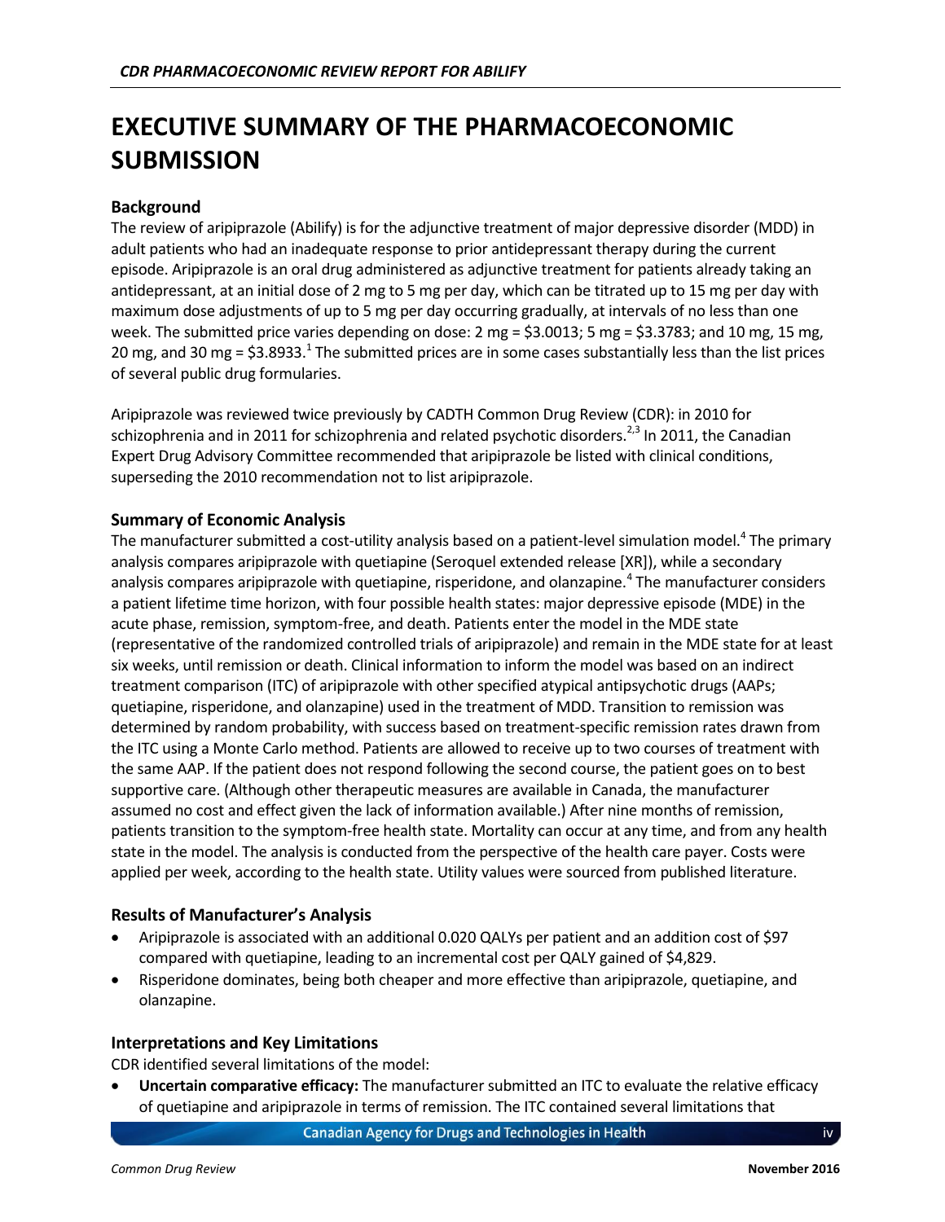# EXECUTIVE SUMMARY OF THE PHARMACOECONOMIC SUBMISSION

## Background

The review of aripiprazole (Abilify) is for the adjunctive treatment of major depressive disorder (MDD) in adult patients who had an inadequate response to prior antidepressant therapy during the current episode. Aripiprazole is an oral drug administered as adjunctive treatment for patients already taking an antidepressant, at an initial dose of 2 mg to 5 mg per day, which can be titrated up to 15 mg per day with maximum dose adjustments of up to 5 mg per day occurring gradually, at intervals of no less than one week. The submitted price varies depending on dose: 2 mg = $3.0013; 5 mg = $3.3783; and 10 mg, 15 mg, 20 mg, and 30 mg = $3.8933.[1] The submitted prices are in some cases substantially less than the list prices of several public drug formularies.

Aripiprazole was reviewed twice previously by CADTH Common Drug Review (CDR): in 2010 for schizophrenia and in 2011 for schizophrenia and related psychotic disorders.[2,3] In 2011, the Canadian Expert Drug Advisory Committee recommended that aripiprazole be listed with clinical conditions, superseding the 2010 recommendation not to list aripiprazole.

## Summary of Economic Analysis

The manufacturer submitted a cost-utility analysis based on a patient-level simulation model.[4] The primary analysis compares aripiprazole with quetiapine (Seroquel extended release [XR]), while a secondary analysis compares aripiprazole with quetiapine, risperidone, and olanzapine.[4] The manufacturer considers a patient lifetime time horizon, with four possible health states: major depressive episode (MDE) in the acute phase, remission, symptom-free, and death. Patients enter the model in the MDE state (representative of the randomized controlled trials of aripiprazole) and remain in the MDE state for at least six weeks, until remission or death. Clinical information to inform the model was based on an indirect treatment comparison (ITC) of aripiprazole with other specified atypical antipsychotic drugs (AAPs; quetiapine, risperidone, and olanzapine) used in the treatment of MDD. Transition to remission was determined by random probability, with success based on treatment-specific remission rates drawn from the ITC using a Monte Carlo method. Patients are allowed to receive up to two courses of treatment with the same AAP. If the patient does not respond following the second course, the patient goes on to best supportive care. (Although other therapeutic measures are available in Canada, the manufacturer assumed no cost and effect given the lack of information available.) After nine months of remission, patients transition to the symptom-free health state. Mortality can occur at any time, and from any health state in the model. The analysis is conducted from the perspective of the health care payer. Costs were applied per week, according to the health state. Utility values were sourced from published literature.

## Results of Manufacturer's Analysis

- Aripiprazole is associated with an additional 0.020 QALYs per patient and an addition cost of $97 compared with quetiapine, leading to an incremental cost per QALY gained of $4,829.
- Risperidone dominates, being both cheaper and more effective than aripiprazole, quetiapine, and olanzapine.

## Interpretations and Key Limitations

CDR identified several limitations of the model:

- **Uncertain comparative efficacy:** The manufacturer submitted an ITC to evaluate the relative efficacy of quetiapine and aripiprazole in terms of remission. The ITC contained several limitations that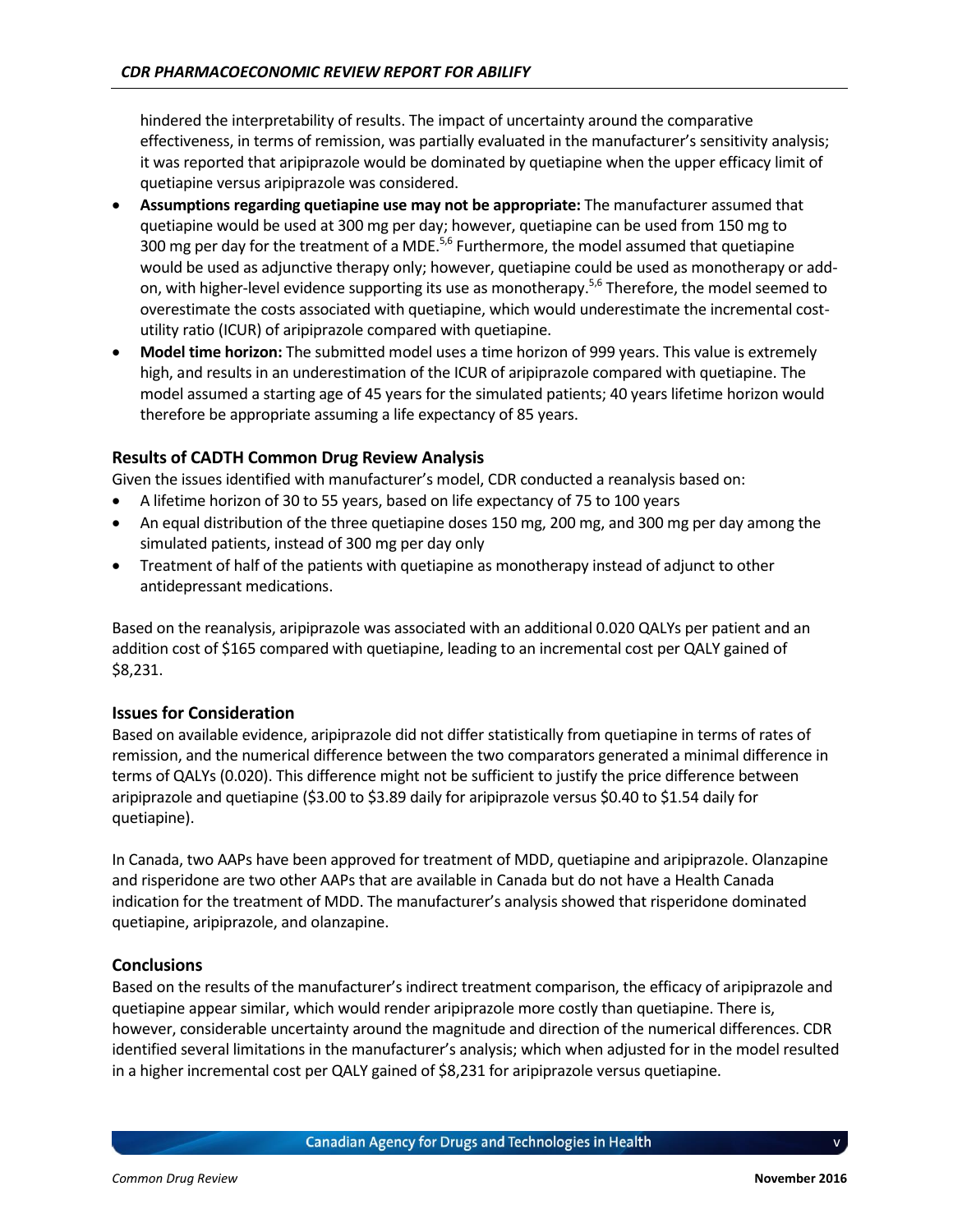hindered the interpretability of results. The impact of uncertainty around the comparative effectiveness, in terms of remission, was partially evaluated in the manufacturer's sensitivity analysis; it was reported that aripiprazole would be dominated by quetiapine when the upper efficacy limit of quetiapine versus aripiprazole was considered.

- **Assumptions regarding quetiapine use may not be appropriate:** The manufacturer assumed that quetiapine would be used at 300 mg per day; however, quetiapine can be used from 150 mg to 300 mg per day for the treatment of a MDE.[5,6] Furthermore, the model assumed that quetiapine would be used as adjunctive therapy only; however, quetiapine could be used as monotherapy or add-on, with higher-level evidence supporting its use as monotherapy.[5,6] Therefore, the model seemed to overestimate the costs associated with quetiapine, which would underestimate the incremental cost-utility ratio (ICUR) of aripiprazole compared with quetiapine.
- **Model time horizon:** The submitted model uses a time horizon of 999 years. This value is extremely high, and results in an underestimation of the ICUR of aripiprazole compared with quetiapine. The model assumed a starting age of 45 years for the simulated patients; 40 years lifetime horizon would therefore be appropriate assuming a life expectancy of 85 years.

### Results of CADTH Common Drug Review Analysis

Given the issues identified with manufacturer's model, CDR conducted a reanalysis based on:

- A lifetime horizon of 30 to 55 years, based on life expectancy of 75 to 100 years
- An equal distribution of the three quetiapine doses 150 mg, 200 mg, and 300 mg per day among the simulated patients, instead of 300 mg per day only
- Treatment of half of the patients with quetiapine as monotherapy instead of adjunct to other antidepressant medications.

Based on the reanalysis, aripiprazole was associated with an additional 0.020 QALYs per patient and an addition cost of $165 compared with quetiapine, leading to an incremental cost per QALY gained of $8,231.

### Issues for Consideration

Based on available evidence, aripiprazole did not differ statistically from quetiapine in terms of rates of remission, and the numerical difference between the two comparators generated a minimal difference in terms of QALYs (0.020). This difference might not be sufficient to justify the price difference between aripiprazole and quetiapine ($3.00 to $3.89 daily for aripiprazole versus $0.40 to $1.54 daily for quetiapine).

In Canada, two AAPs have been approved for treatment of MDD, quetiapine and aripiprazole. Olanzapine and risperidone are two other AAPs that are available in Canada but do not have a Health Canada indication for the treatment of MDD. The manufacturer's analysis showed that risperidone dominated quetiapine, aripiprazole, and olanzapine.

### Conclusions

Based on the results of the manufacturer's indirect treatment comparison, the efficacy of aripiprazole and quetiapine appear similar, which would render aripiprazole more costly than quetiapine. There is, however, considerable uncertainty around the magnitude and direction of the numerical differences. CDR identified several limitations in the manufacturer's analysis; which when adjusted for in the model resulted in a higher incremental cost per QALY gained of $8,231 for aripiprazole versus quetiapine.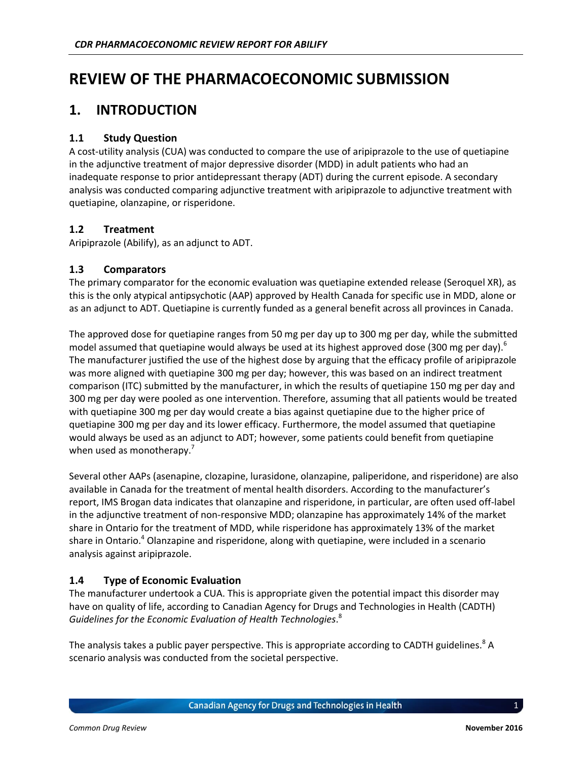# REVIEW OF THE PHARMACOECONOMIC SUBMISSION

## 1. INTRODUCTION

### 1.1 Study Question

A cost-utility analysis (CUA) was conducted to compare the use of aripiprazole to the use of quetiapine in the adjunctive treatment of major depressive disorder (MDD) in adult patients who had an inadequate response to prior antidepressant therapy (ADT) during the current episode. A secondary analysis was conducted comparing adjunctive treatment with aripiprazole to adjunctive treatment with quetiapine, olanzapine, or risperidone.

### 1.2 Treatment

Aripiprazole (Abilify), as an adjunct to ADT.

### 1.3 Comparators

The primary comparator for the economic evaluation was quetiapine extended release (Seroquel XR), as this is the only atypical antipsychotic (AAP) approved by Health Canada for specific use in MDD, alone or as an adjunct to ADT. Quetiapine is currently funded as a general benefit across all provinces in Canada.

The approved dose for quetiapine ranges from 50 mg per day up to 300 mg per day, while the submitted model assumed that quetiapine would always be used at its highest approved dose (300 mg per day).[6] The manufacturer justified the use of the highest dose by arguing that the efficacy profile of aripiprazole was more aligned with quetiapine 300 mg per day; however, this was based on an indirect treatment comparison (ITC) submitted by the manufacturer, in which the results of quetiapine 150 mg per day and 300 mg per day were pooled as one intervention. Therefore, assuming that all patients would be treated with quetiapine 300 mg per day would create a bias against quetiapine due to the higher price of quetiapine 300 mg per day and its lower efficacy. Furthermore, the model assumed that quetiapine would always be used as an adjunct to ADT; however, some patients could benefit from quetiapine when used as monotherapy.[7]

Several other AAPs (asenapine, clozapine, lurasidone, olanzapine, paliperidone, and risperidone) are also available in Canada for the treatment of mental health disorders. According to the manufacturer's report, IMS Brogan data indicates that olanzapine and risperidone, in particular, are often used off-label in the adjunctive treatment of non-responsive MDD; olanzapine has approximately 14% of the market share in Ontario for the treatment of MDD, while risperidone has approximately 13% of the market share in Ontario.[4] Olanzapine and risperidone, along with quetiapine, were included in a scenario analysis against aripiprazole.

### 1.4 Type of Economic Evaluation

The manufacturer undertook a CUA. This is appropriate given the potential impact this disorder may have on quality of life, according to Canadian Agency for Drugs and Technologies in Health (CADTH) *Guidelines for the Economic Evaluation of Health Technologies*.[8]

The analysis takes a public payer perspective. This is appropriate according to CADTH guidelines.[8] A scenario analysis was conducted from the societal perspective.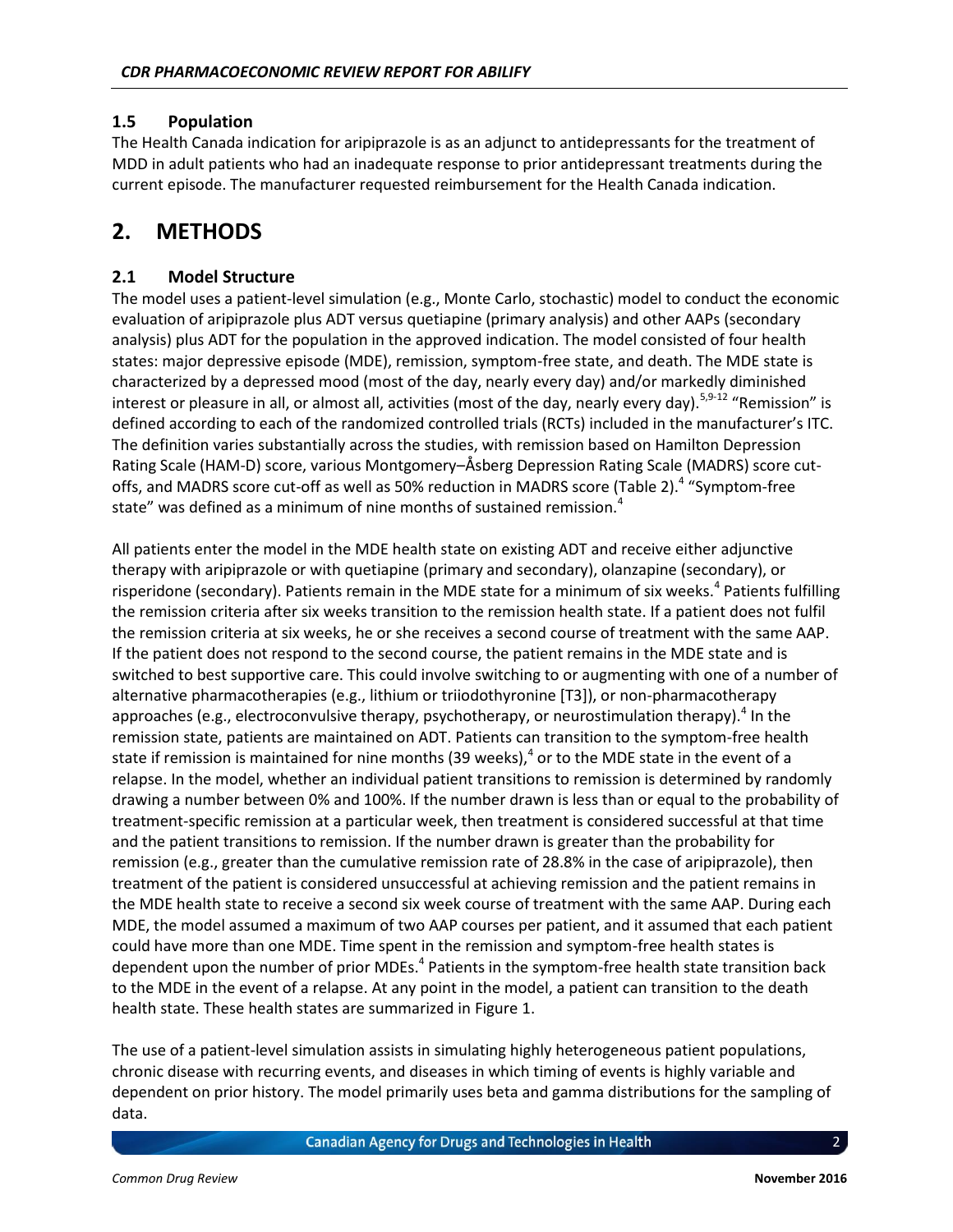### 1.5 Population

The Health Canada indication for aripiprazole is as an adjunct to antidepressants for the treatment of MDD in adult patients who had an inadequate response to prior antidepressant treatments during the current episode. The manufacturer requested reimbursement for the Health Canada indication.

## 2. METHODS

### 2.1 Model Structure

The model uses a patient-level simulation (e.g., Monte Carlo, stochastic) model to conduct the economic evaluation of aripiprazole plus ADT versus quetiapine (primary analysis) and other AAPs (secondary analysis) plus ADT for the population in the approved indication. The model consisted of four health states: major depressive episode (MDE), remission, symptom-free state, and death. The MDE state is characterized by a depressed mood (most of the day, nearly every day) and/or markedly diminished interest or pleasure in all, or almost all, activities (most of the day, nearly every day).[5,9-12] "Remission" is defined according to each of the randomized controlled trials (RCTs) included in the manufacturer's ITC. The definition varies substantially across the studies, with remission based on Hamilton Depression Rating Scale (HAM-D) score, various Montgomery–Åsberg Depression Rating Scale (MADRS) score cut-offs, and MADRS score cut-off as well as 50% reduction in MADRS score (Table 2).[4] "Symptom-free state" was defined as a minimum of nine months of sustained remission.[4]

All patients enter the model in the MDE health state on existing ADT and receive either adjunctive therapy with aripiprazole or with quetiapine (primary and secondary), olanzapine (secondary), or risperidone (secondary). Patients remain in the MDE state for a minimum of six weeks.[4] Patients fulfilling the remission criteria after six weeks transition to the remission health state. If a patient does not fulfil the remission criteria at six weeks, he or she receives a second course of treatment with the same AAP. If the patient does not respond to the second course, the patient remains in the MDE state and is switched to best supportive care. This could involve switching to or augmenting with one of a number of alternative pharmacotherapies (e.g., lithium or triiodothyronine [T3]), or non-pharmacotherapy approaches (e.g., electroconvulsive therapy, psychotherapy, or neurostimulation therapy).[4] In the remission state, patients are maintained on ADT. Patients can transition to the symptom-free health state if remission is maintained for nine months (39 weeks),[4] or to the MDE state in the event of a relapse. In the model, whether an individual patient transitions to remission is determined by randomly drawing a number between 0% and 100%. If the number drawn is less than or equal to the probability of treatment-specific remission at a particular week, then treatment is considered successful at that time and the patient transitions to remission. If the number drawn is greater than the probability for remission (e.g., greater than the cumulative remission rate of 28.8% in the case of aripiprazole), then treatment of the patient is considered unsuccessful at achieving remission and the patient remains in the MDE health state to receive a second six week course of treatment with the same AAP. During each MDE, the model assumed a maximum of two AAP courses per patient, and it assumed that each patient could have more than one MDE. Time spent in the remission and symptom-free health states is dependent upon the number of prior MDEs.[4] Patients in the symptom-free health state transition back to the MDE in the event of a relapse. At any point in the model, a patient can transition to the death health state. These health states are summarized in Figure 1.

The use of a patient-level simulation assists in simulating highly heterogeneous patient populations, chronic disease with recurring events, and diseases in which timing of events is highly variable and dependent on prior history. The model primarily uses beta and gamma distributions for the sampling of data.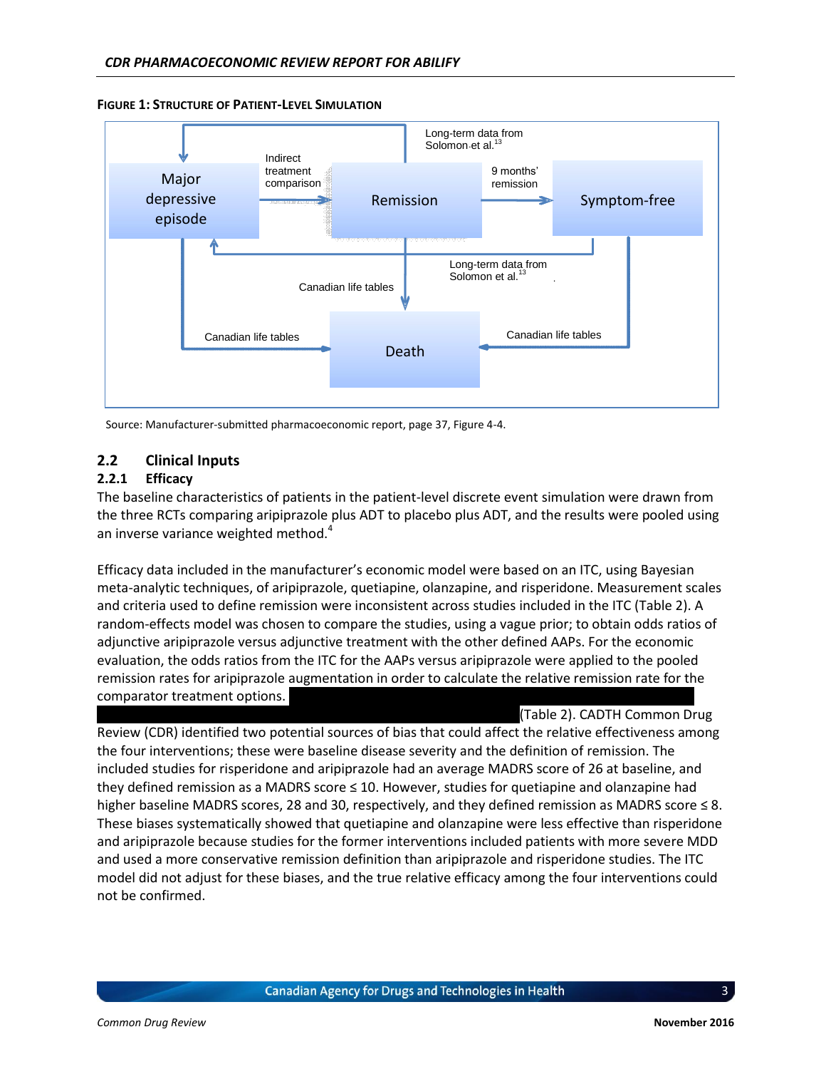**FIGURE 1: STRUCTURE OF PATIENT-LEVEL SIMULATION**

Source: Manufacturer-submitted pharmacoeconomic report, page 37, Figure 4-4.

### 2.2 Clinical Inputs

#### 2.2.1 Efficacy

The baseline characteristics of patients in the patient-level discrete event simulation were drawn from the three RCTs comparing aripiprazole plus ADT to placebo plus ADT, and the results were pooled using an inverse variance weighted method.[4]

Efficacy data included in the manufacturer's economic model were based on an ITC, using Bayesian meta-analytic techniques, of aripiprazole, quetiapine, olanzapine, and risperidone. Measurement scales and criteria used to define remission were inconsistent across studies included in the ITC (Table 2). A random-effects model was chosen to compare the studies, using a vague prior; to obtain odds ratios of adjunctive aripiprazole versus adjunctive treatment with the other defined AAPs. For the economic evaluation, the odds ratios from the ITC for the AAPs versus aripiprazole were applied to the pooled remission rates for aripiprazole augmentation in order to calculate the relative remission rate for the comparator treatment options. (Table 2). CADTH Common Drug Review (CDR) identified two potential sources of bias that could affect the relative effectiveness among the four interventions; these were baseline disease severity and the definition of remission. The included studies for risperidone and aripiprazole had an average MADRS score of 26 at baseline, and they defined remission as a MADRS score ≤ 10. However, studies for quetiapine and olanzapine had higher baseline MADRS scores, 28 and 30, respectively, and they defined remission as MADRS score ≤ 8. These biases systematically showed that quetiapine and olanzapine were less effective than risperidone and aripiprazole because studies for the former interventions included patients with more severe MDD and used a more conservative remission definition than aripiprazole and risperidone studies. The ITC model did not adjust for these biases, and the true relative efficacy among the four interventions could not be confirmed.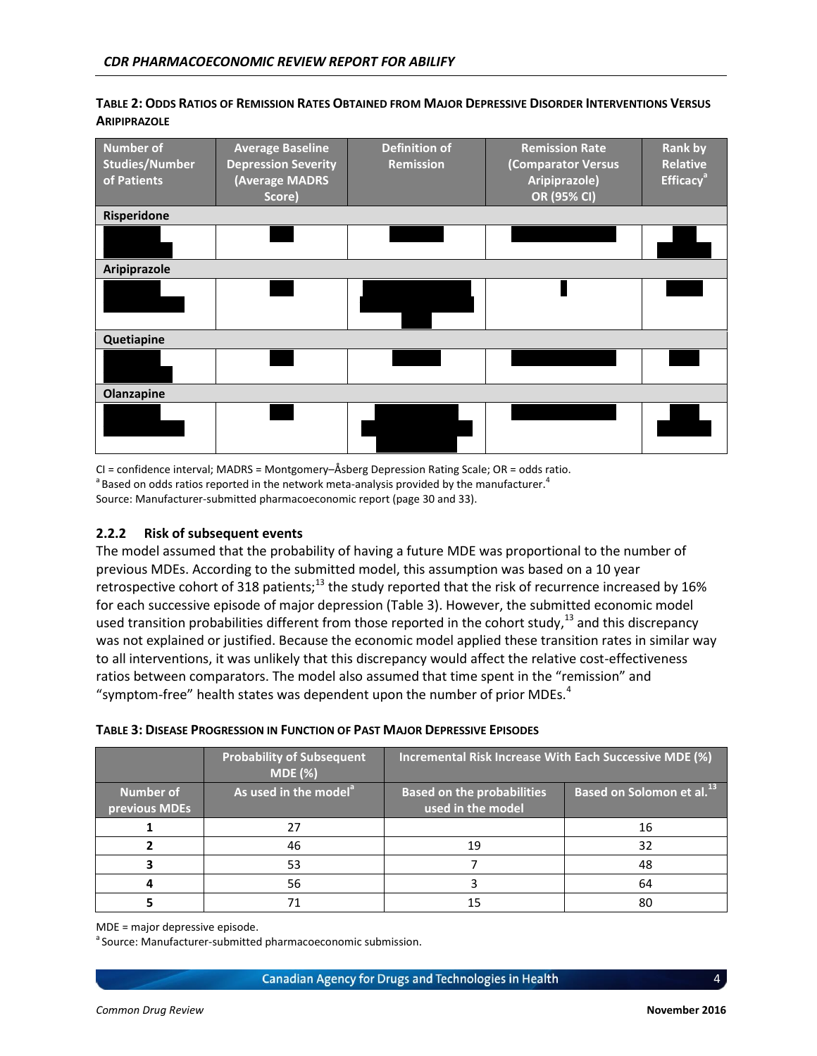**TABLE 2: ODDS RATIOS OF REMISSION RATES OBTAINED FROM MAJOR DEPRESSIVE DISORDER INTERVENTIONS VERSUS ARIPIPRAZOLE**

| Number of Studies/Number of Patients | Average Baseline Depression Severity (Average MADRS Score) | Definition of Remission | Remission Rate (Comparator Versus Aripiprazole) OR (95% CI) | Rank by Relative Efficacy[a] |
|---|---|---|---|---|
| **Risperidone** | | | | |
| | | | | |
| **Aripiprazole** | | | | |
| | | | | |
| **Quetiapine** | | | | |
| | | | | |
| **Olanzapine** | | | | |
| | | | | |

CI = confidence interval; MADRS = Montgomery–Åsberg Depression Rating Scale; OR = odds ratio.
[a] Based on odds ratios reported in the network meta-analysis provided by the manufacturer.[4]
Source: Manufacturer-submitted pharmacoeconomic report (page 30 and 33).

### 2.2.2 Risk of subsequent events

The model assumed that the probability of having a future MDE was proportional to the number of previous MDEs. According to the submitted model, this assumption was based on a 10 year retrospective cohort of 318 patients;[13] the study reported that the risk of recurrence increased by 16% for each successive episode of major depression (Table 3). However, the submitted economic model used transition probabilities different from those reported in the cohort study,[13] and this discrepancy was not explained or justified. Because the economic model applied these transition rates in similar way to all interventions, it was unlikely that this discrepancy would affect the relative cost-effectiveness ratios between comparators. The model also assumed that time spent in the "remission" and "symptom-free" health states was dependent upon the number of prior MDEs.[4]

**TABLE 3: DISEASE PROGRESSION IN FUNCTION OF PAST MAJOR DEPRESSIVE EPISODES**

| | Probability of Subsequent MDE (%) | Incremental Risk Increase With Each Successive MDE (%) | |
|---|---|---|---|
| **Number of previous MDEs** | **As used in the model[a]** | **Based on the probabilities used in the model** | **Based on Solomon et al.[13]** |
| 1 | 27 | | 16 |
| 2 | 46 | 19 | 32 |
| 3 | 53 | 7 | 48 |
| 4 | 56 | 3 | 64 |
| 5 | 71 | 15 | 80 |

MDE = major depressive episode.
[a] Source: Manufacturer-submitted pharmacoeconomic submission.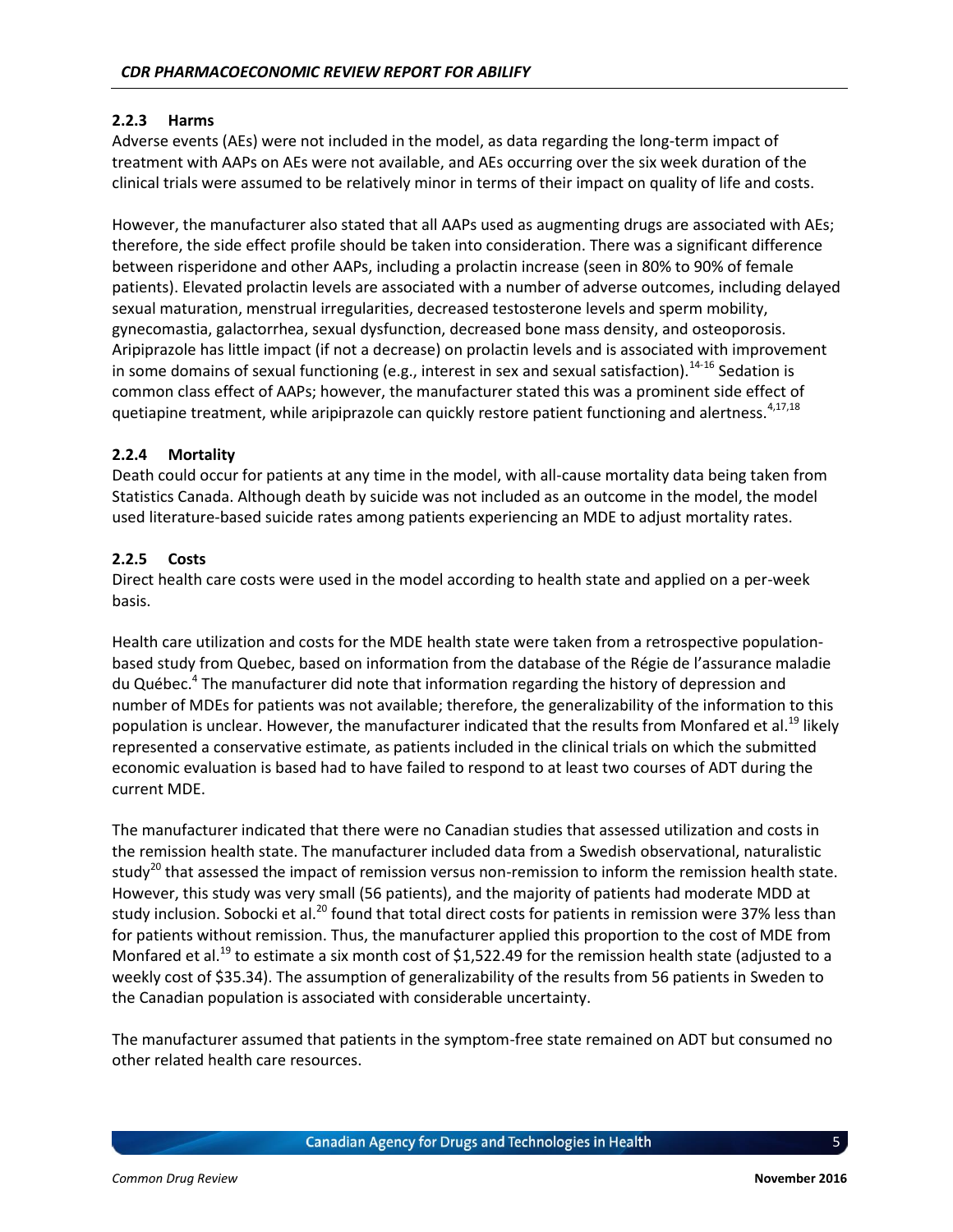### 2.2.3 Harms

Adverse events (AEs) were not included in the model, as data regarding the long-term impact of treatment with AAPs on AEs were not available, and AEs occurring over the six week duration of the clinical trials were assumed to be relatively minor in terms of their impact on quality of life and costs.

However, the manufacturer also stated that all AAPs used as augmenting drugs are associated with AEs; therefore, the side effect profile should be taken into consideration. There was a significant difference between risperidone and other AAPs, including a prolactin increase (seen in 80% to 90% of female patients). Elevated prolactin levels are associated with a number of adverse outcomes, including delayed sexual maturation, menstrual irregularities, decreased testosterone levels and sperm mobility, gynecomastia, galactorrhea, sexual dysfunction, decreased bone mass density, and osteoporosis. Aripiprazole has little impact (if not a decrease) on prolactin levels and is associated with improvement in some domains of sexual functioning (e.g., interest in sex and sexual satisfaction).[14-16] Sedation is common class effect of AAPs; however, the manufacturer stated this was a prominent side effect of quetiapine treatment, while aripiprazole can quickly restore patient functioning and alertness.[4,17,18]

### 2.2.4 Mortality

Death could occur for patients at any time in the model, with all-cause mortality data being taken from Statistics Canada. Although death by suicide was not included as an outcome in the model, the model used literature-based suicide rates among patients experiencing an MDE to adjust mortality rates.

### 2.2.5 Costs

Direct health care costs were used in the model according to health state and applied on a per-week basis.

Health care utilization and costs for the MDE health state were taken from a retrospective population-based study from Quebec, based on information from the database of the Régie de l'assurance maladie du Québec.[4] The manufacturer did note that information regarding the history of depression and number of MDEs for patients was not available; therefore, the generalizability of the information to this population is unclear. However, the manufacturer indicated that the results from Monfared et al.[19] likely represented a conservative estimate, as patients included in the clinical trials on which the submitted economic evaluation is based had to have failed to respond to at least two courses of ADT during the current MDE.

The manufacturer indicated that there were no Canadian studies that assessed utilization and costs in the remission health state. The manufacturer included data from a Swedish observational, naturalistic study[20] that assessed the impact of remission versus non-remission to inform the remission health state. However, this study was very small (56 patients), and the majority of patients had moderate MDD at study inclusion. Sobocki et al.[20] found that total direct costs for patients in remission were 37% less than for patients without remission. Thus, the manufacturer applied this proportion to the cost of MDE from Monfared et al.[19] to estimate a six month cost of $1,522.49 for the remission health state (adjusted to a weekly cost of $35.34). The assumption of generalizability of the results from 56 patients in Sweden to the Canadian population is associated with considerable uncertainty.

The manufacturer assumed that patients in the symptom-free state remained on ADT but consumed no other related health care resources.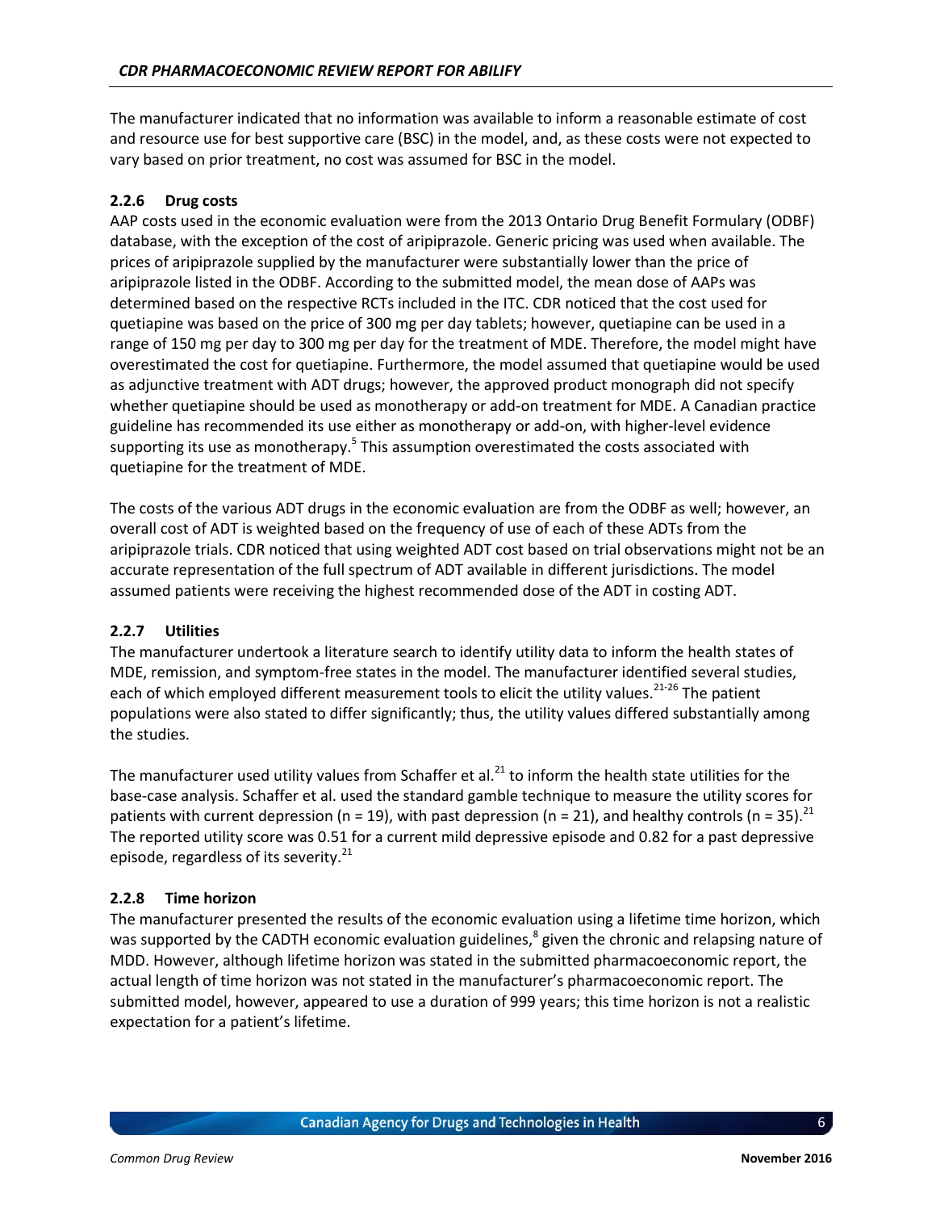The manufacturer indicated that no information was available to inform a reasonable estimate of cost and resource use for best supportive care (BSC) in the model, and, as these costs were not expected to vary based on prior treatment, no cost was assumed for BSC in the model.

### 2.2.6 Drug costs

AAP costs used in the economic evaluation were from the 2013 Ontario Drug Benefit Formulary (ODBF) database, with the exception of the cost of aripiprazole. Generic pricing was used when available. The prices of aripiprazole supplied by the manufacturer were substantially lower than the price of aripiprazole listed in the ODBF. According to the submitted model, the mean dose of AAPs was determined based on the respective RCTs included in the ITC. CDR noticed that the cost used for quetiapine was based on the price of 300 mg per day tablets; however, quetiapine can be used in a range of 150 mg per day to 300 mg per day for the treatment of MDE. Therefore, the model might have overestimated the cost for quetiapine. Furthermore, the model assumed that quetiapine would be used as adjunctive treatment with ADT drugs; however, the approved product monograph did not specify whether quetiapine should be used as monotherapy or add-on treatment for MDE. A Canadian practice guideline has recommended its use either as monotherapy or add-on, with higher-level evidence supporting its use as monotherapy.[5] This assumption overestimated the costs associated with quetiapine for the treatment of MDE.

The costs of the various ADT drugs in the economic evaluation are from the ODBF as well; however, an overall cost of ADT is weighted based on the frequency of use of each of these ADTs from the aripiprazole trials. CDR noticed that using weighted ADT cost based on trial observations might not be an accurate representation of the full spectrum of ADT available in different jurisdictions. The model assumed patients were receiving the highest recommended dose of the ADT in costing ADT.

### 2.2.7 Utilities

The manufacturer undertook a literature search to identify utility data to inform the health states of MDE, remission, and symptom-free states in the model. The manufacturer identified several studies, each of which employed different measurement tools to elicit the utility values.[21-26] The patient populations were also stated to differ significantly; thus, the utility values differed substantially among the studies.

The manufacturer used utility values from Schaffer et al.[21] to inform the health state utilities for the base-case analysis. Schaffer et al. used the standard gamble technique to measure the utility scores for patients with current depression (n = 19), with past depression (n = 21), and healthy controls (n = 35).[21] The reported utility score was 0.51 for a current mild depressive episode and 0.82 for a past depressive episode, regardless of its severity.[21]

### 2.2.8 Time horizon

The manufacturer presented the results of the economic evaluation using a lifetime time horizon, which was supported by the CADTH economic evaluation guidelines,[8] given the chronic and relapsing nature of MDD. However, although lifetime horizon was stated in the submitted pharmacoeconomic report, the actual length of time horizon was not stated in the manufacturer's pharmacoeconomic report. The submitted model, however, appeared to use a duration of 999 years; this time horizon is not a realistic expectation for a patient's lifetime.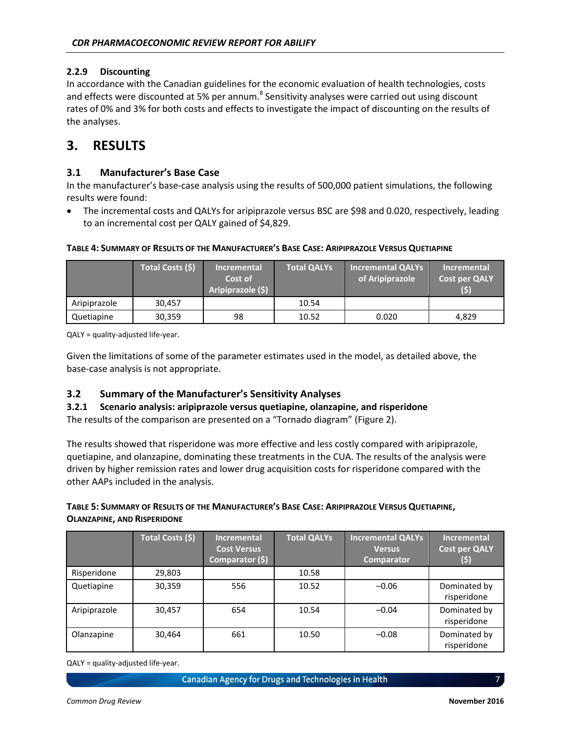#### 2.2.9 Discounting

In accordance with the Canadian guidelines for the economic evaluation of health technologies, costs and effects were discounted at 5% per annum.[8] Sensitivity analyses were carried out using discount rates of 0% and 3% for both costs and effects to investigate the impact of discounting on the results of the analyses.

# 3. RESULTS

## 3.1 Manufacturer's Base Case

In the manufacturer's base-case analysis using the results of 500,000 patient simulations, the following results were found:

- The incremental costs and QALYs for aripiprazole versus BSC are $98 and 0.020, respectively, leading to an incremental cost per QALY gained of $4,829.

**TABLE 4: SUMMARY OF RESULTS OF THE MANUFACTURER'S BASE CASE: ARIPIPRAZOLE VERSUS QUETIAPINE**

| | Total Costs ($) | Incremental Cost of Aripiprazole ($) | Total QALYs | Incremental QALYs of Aripiprazole | Incremental Cost per QALY ($) |
|---|---|---|---|---|---|
| Aripiprazole | 30,457 | | 10.54 | | |
| Quetiapine | 30,359 | 98 | 10.52 | 0.020 | 4,829 |

QALY = quality-adjusted life-year.

Given the limitations of some of the parameter estimates used in the model, as detailed above, the base-case analysis is not appropriate.

## 3.2 Summary of the Manufacturer's Sensitivity Analyses

### 3.2.1 Scenario analysis: aripiprazole versus quetiapine, olanzapine, and risperidone

The results of the comparison are presented on a "Tornado diagram" (Figure 2).

The results showed that risperidone was more effective and less costly compared with aripiprazole, quetiapine, and olanzapine, dominating these treatments in the CUA. The results of the analysis were driven by higher remission rates and lower drug acquisition costs for risperidone compared with the other AAPs included in the analysis.

**TABLE 5: SUMMARY OF RESULTS OF THE MANUFACTURER'S BASE CASE: ARIPIPRAZOLE VERSUS QUETIAPINE, OLANZAPINE, AND RISPERIDONE**

| | Total Costs ($) | Incremental Cost Versus Comparator ($) | Total QALYs | Incremental QALYs Versus Comparator | Incremental Cost per QALY ($) |
|---|---|---|---|---|---|
| Risperidone | 29,803 | | 10.58 | | |
| Quetiapine | 30,359 | 556 | 10.52 | −0.06 | Dominated by risperidone |
| Aripiprazole | 30,457 | 654 | 10.54 | −0.04 | Dominated by risperidone |
| Olanzapine | 30,464 | 661 | 10.50 | −0.08 | Dominated by risperidone |

QALY = quality-adjusted life-year.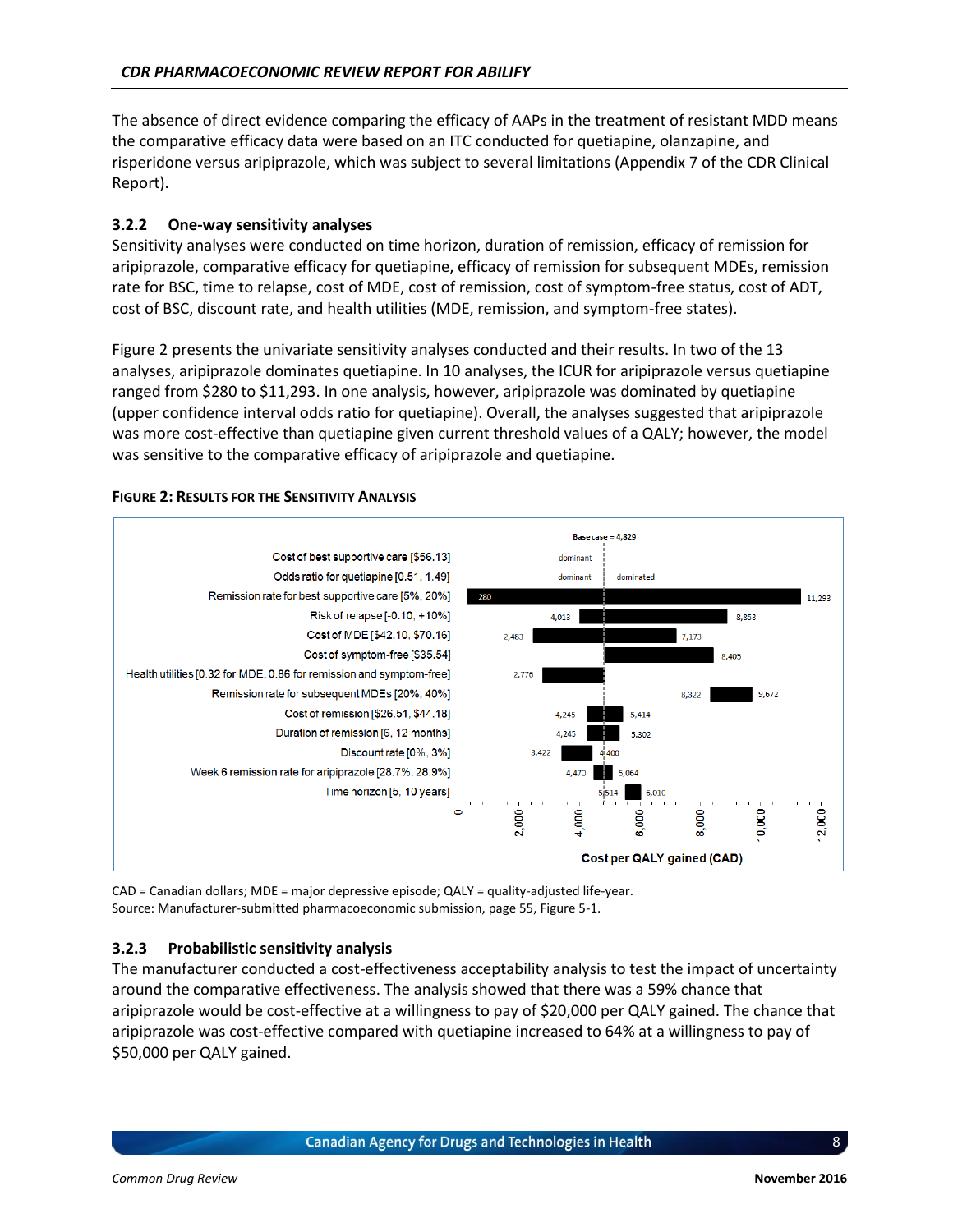The absence of direct evidence comparing the efficacy of AAPs in the treatment of resistant MDD means the comparative efficacy data were based on an ITC conducted for quetiapine, olanzapine, and risperidone versus aripiprazole, which was subject to several limitations (Appendix 7 of the CDR Clinical Report).

### 3.2.2 One-way sensitivity analyses

Sensitivity analyses were conducted on time horizon, duration of remission, efficacy of remission for aripiprazole, comparative efficacy for quetiapine, efficacy of remission for subsequent MDEs, remission rate for BSC, time to relapse, cost of MDE, cost of remission, cost of symptom-free status, cost of ADT, cost of BSC, discount rate, and health utilities (MDE, remission, and symptom-free states).

Figure 2 presents the univariate sensitivity analyses conducted and their results. In two of the 13 analyses, aripiprazole dominates quetiapine. In 10 analyses, the ICUR for aripiprazole versus quetiapine ranged from $280 to $11,293. In one analysis, however, aripiprazole was dominated by quetiapine (upper confidence interval odds ratio for quetiapine). Overall, the analyses suggested that aripiprazole was more cost-effective than quetiapine given current threshold values of a QALY; however, the model was sensitive to the comparative efficacy of aripiprazole and quetiapine.

**FIGURE 2: RESULTS FOR THE SENSITIVITY ANALYSIS**

Base case = 4,829

| Parameter | Low | High |
|---|---|---|
| Cost of best supportive care [$56.13] | dominant | |
| Odds ratio for quetiapine [0.51, 1.49] | dominant | dominated |
| Remission rate for best supportive care [5%, 20%] | 280 | 11,293 |
| Risk of relapse [-0.10, +10%] | 4,013 | 8,853 |
| Cost of MDE [$42.10, $70.16] | 2,483 | 7,173 |
| Cost of symptom-free [$35.54] | | 8,405 |
| Health utilities [0.32 for MDE, 0.86 for remission and symptom-free] | 2,776 | |
| Remission rate for subsequent MDEs [20%, 40%] | 8,322 | 9,672 |
| Cost of remission [$26.51, $44.18] | 4,245 | 5,414 |
| Duration of remission [6, 12 months] | 4,245 | 5,302 |
| Discount rate [0%, 3%] | 3,422 | 4,400 |
| Week 6 remission rate for aripiprazole [28.7%, 28.9%] | 4,470 | 5,064 |
| Time horizon [5, 10 years] | 5,514 | 6,010 |

Cost per QALY gained (CAD)

CAD = Canadian dollars; MDE = major depressive episode; QALY = quality-adjusted life-year.
Source: Manufacturer-submitted pharmacoeconomic submission, page 55, Figure 5-1.

### 3.2.3 Probabilistic sensitivity analysis

The manufacturer conducted a cost-effectiveness acceptability analysis to test the impact of uncertainty around the comparative effectiveness. The analysis showed that there was a 59% chance that aripiprazole would be cost-effective at a willingness to pay of $20,000 per QALY gained. The chance that aripiprazole was cost-effective compared with quetiapine increased to 64% at a willingness to pay of $50,000 per QALY gained.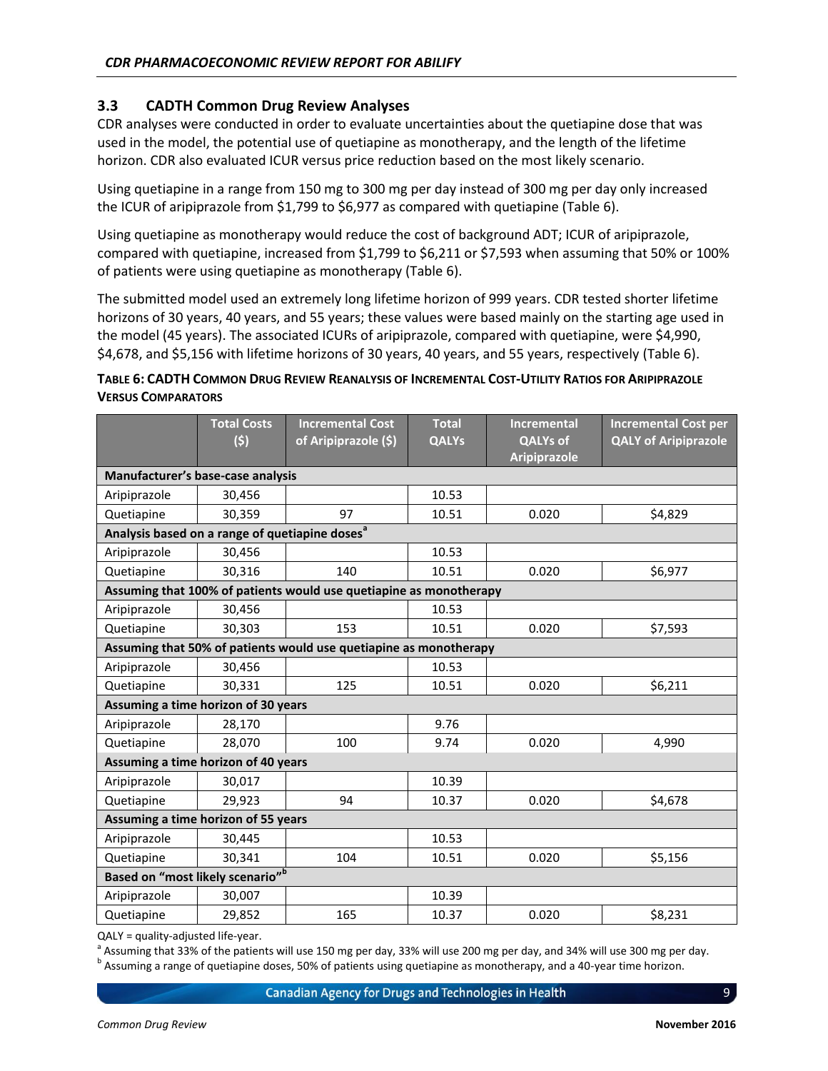### 3.3 CADTH Common Drug Review Analyses

CDR analyses were conducted in order to evaluate uncertainties about the quetiapine dose that was used in the model, the potential use of quetiapine as monotherapy, and the length of the lifetime horizon. CDR also evaluated ICUR versus price reduction based on the most likely scenario.

Using quetiapine in a range from 150 mg to 300 mg per day instead of 300 mg per day only increased the ICUR of aripiprazole from $1,799 to $6,977 as compared with quetiapine (Table 6).

Using quetiapine as monotherapy would reduce the cost of background ADT; ICUR of aripiprazole, compared with quetiapine, increased from $1,799 to $6,211 or $7,593 when assuming that 50% or 100% of patients were using quetiapine as monotherapy (Table 6).

The submitted model used an extremely long lifetime horizon of 999 years. CDR tested shorter lifetime horizons of 30 years, 40 years, and 55 years; these values were based mainly on the starting age used in the model (45 years). The associated ICURs of aripiprazole, compared with quetiapine, were $4,990, $4,678, and $5,156 with lifetime horizons of 30 years, 40 years, and 55 years, respectively (Table 6).

**Table 6: CADTH Common Drug Review Reanalysis of Incremental Cost-Utility Ratios for Aripiprazole Versus Comparators**

| | Total Costs ($) | Incremental Cost of Aripiprazole ($) | Total QALYs | Incremental QALYs of Aripiprazole | Incremental Cost per QALY of Aripiprazole |
|---|---|---|---|---|---|
| **Manufacturer's base-case analysis** | | | | | |
| Aripiprazole | 30,456 | | 10.53 | | |
| Quetiapine | 30,359 | 97 | 10.51 | 0.020 | $4,829 |
| **Analysis based on a range of quetiapine doses[a]** | | | | | |
| Aripiprazole | 30,456 | | 10.53 | | |
| Quetiapine | 30,316 | 140 | 10.51 | 0.020 | $6,977 |
| **Assuming that 100% of patients would use quetiapine as monotherapy** | | | | | |
| Aripiprazole | 30,456 | | 10.53 | | |
| Quetiapine | 30,303 | 153 | 10.51 | 0.020 | $7,593 |
| **Assuming that 50% of patients would use quetiapine as monotherapy** | | | | | |
| Aripiprazole | 30,456 | | 10.53 | | |
| Quetiapine | 30,331 | 125 | 10.51 | 0.020 | $6,211 |
| **Assuming a time horizon of 30 years** | | | | | |
| Aripiprazole | 28,170 | | 9.76 | | |
| Quetiapine | 28,070 | 100 | 9.74 | 0.020 | 4,990 |
| **Assuming a time horizon of 40 years** | | | | | |
| Aripiprazole | 30,017 | | 10.39 | | |
| Quetiapine | 29,923 | 94 | 10.37 | 0.020 | $4,678 |
| **Assuming a time horizon of 55 years** | | | | | |
| Aripiprazole | 30,445 | | 10.53 | | |
| Quetiapine | 30,341 | 104 | 10.51 | 0.020 | $5,156 |
| **Based on "most likely scenario"[b]** | | | | | |
| Aripiprazole | 30,007 | | 10.39 | | |
| Quetiapine | 29,852 | 165 | 10.37 | 0.020 | $8,231 |

QALY = quality-adjusted life-year.

[a] Assuming that 33% of the patients will use 150 mg per day, 33% will use 200 mg per day, and 34% will use 300 mg per day.

[b] Assuming a range of quetiapine doses, 50% of patients using quetiapine as monotherapy, and a 40-year time horizon.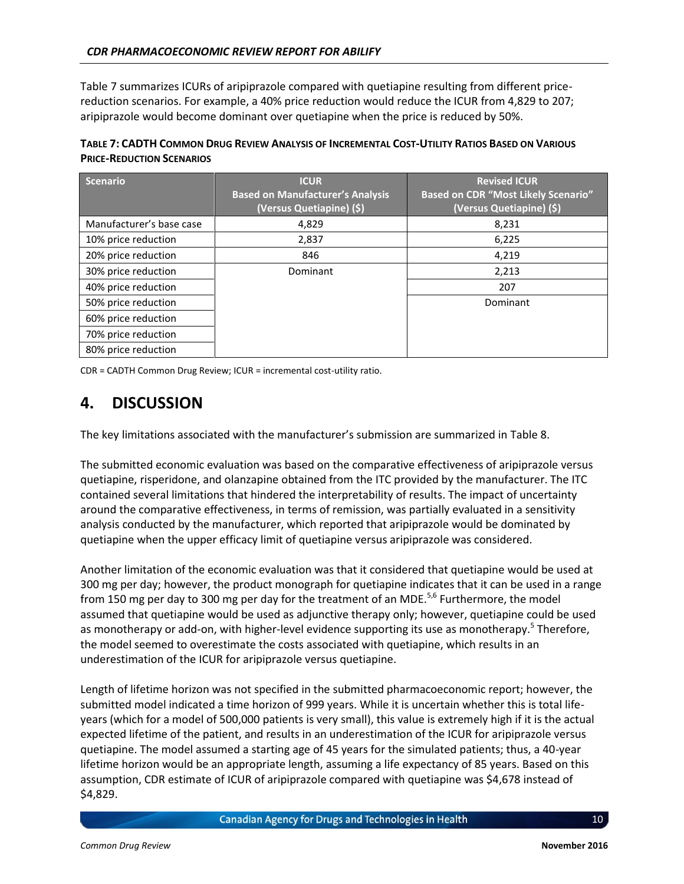Table 7 summarizes ICURs of aripiprazole compared with quetiapine resulting from different price-reduction scenarios. For example, a 40% price reduction would reduce the ICUR from 4,829 to 207; aripiprazole would become dominant over quetiapine when the price is reduced by 50%.

**TABLE 7: CADTH COMMON DRUG REVIEW ANALYSIS OF INCREMENTAL COST-UTILITY RATIOS BASED ON VARIOUS PRICE-REDUCTION SCENARIOS**

| Scenario | ICUR Based on Manufacturer's Analysis (Versus Quetiapine) ($) | Revised ICUR Based on CDR "Most Likely Scenario" (Versus Quetiapine) ($) |
|---|---|---|
| Manufacturer's base case | 4,829 | 8,231 |
| 10% price reduction | 2,837 | 6,225 |
| 20% price reduction | 846 | 4,219 |
| 30% price reduction | Dominant | 2,213 |
| 40% price reduction | | 207 |
| 50% price reduction | | Dominant |
| 60% price reduction | | |
| 70% price reduction | | |
| 80% price reduction | | |

CDR = CADTH Common Drug Review; ICUR = incremental cost-utility ratio.

# 4. DISCUSSION

The key limitations associated with the manufacturer's submission are summarized in Table 8.

The submitted economic evaluation was based on the comparative effectiveness of aripiprazole versus quetiapine, risperidone, and olanzapine obtained from the ITC provided by the manufacturer. The ITC contained several limitations that hindered the interpretability of results. The impact of uncertainty around the comparative effectiveness, in terms of remission, was partially evaluated in a sensitivity analysis conducted by the manufacturer, which reported that aripiprazole would be dominated by quetiapine when the upper efficacy limit of quetiapine versus aripiprazole was considered.

Another limitation of the economic evaluation was that it considered that quetiapine would be used at 300 mg per day; however, the product monograph for quetiapine indicates that it can be used in a range from 150 mg per day to 300 mg per day for the treatment of an MDE.[5,6] Furthermore, the model assumed that quetiapine would be used as adjunctive therapy only; however, quetiapine could be used as monotherapy or add-on, with higher-level evidence supporting its use as monotherapy.[5] Therefore, the model seemed to overestimate the costs associated with quetiapine, which results in an underestimation of the ICUR for aripiprazole versus quetiapine.

Length of lifetime horizon was not specified in the submitted pharmacoeconomic report; however, the submitted model indicated a time horizon of 999 years. While it is uncertain whether this is total life-years (which for a model of 500,000 patients is very small), this value is extremely high if it is the actual expected lifetime of the patient, and results in an underestimation of the ICUR for aripiprazole versus quetiapine. The model assumed a starting age of 45 years for the simulated patients; thus, a 40-year lifetime horizon would be an appropriate length, assuming a life expectancy of 85 years. Based on this assumption, CDR estimate of ICUR of aripiprazole compared with quetiapine was $4,678 instead of $4,829.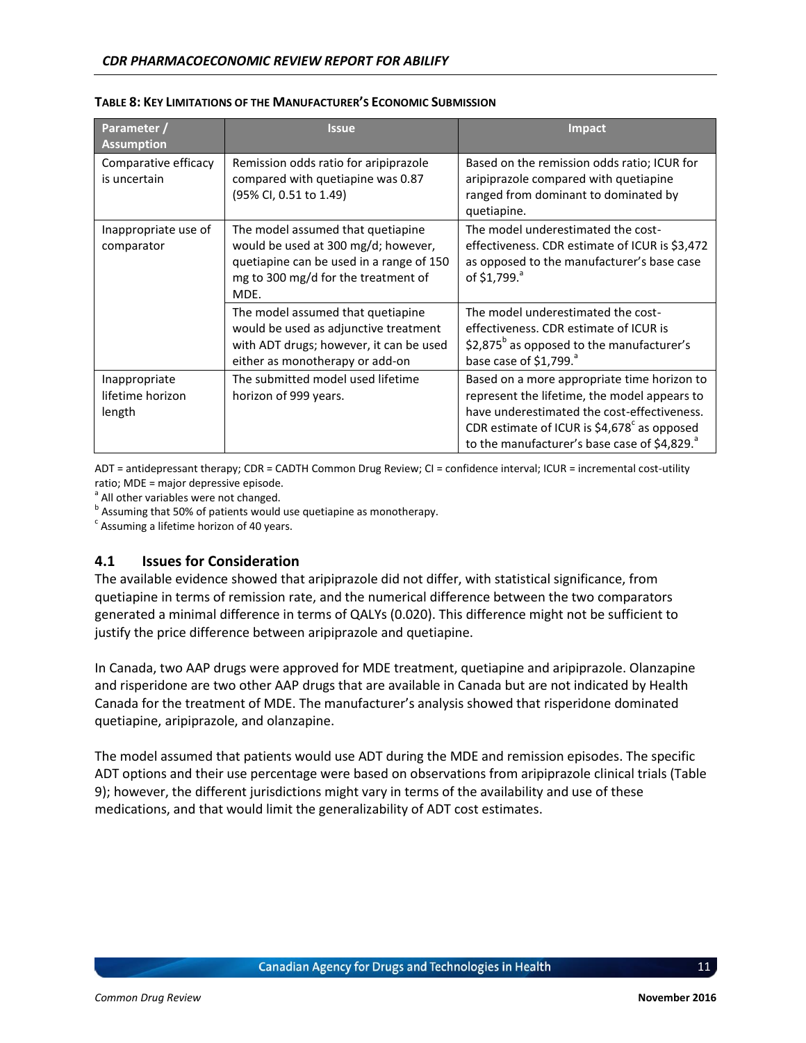**TABLE 8: KEY LIMITATIONS OF THE MANUFACTURER'S ECONOMIC SUBMISSION**

| Parameter / Assumption | Issue | Impact |
|---|---|---|
| Comparative efficacy is uncertain | Remission odds ratio for aripiprazole compared with quetiapine was 0.87 (95% CI, 0.51 to 1.49) | Based on the remission odds ratio; ICUR for aripiprazole compared with quetiapine ranged from dominant to dominated by quetiapine. |
| Inappropriate use of comparator | The model assumed that quetiapine would be used at 300 mg/d; however, quetiapine can be used in a range of 150 mg to 300 mg/d for the treatment of MDE. | The model underestimated the cost-effectiveness. CDR estimate of ICUR is $3,472 as opposed to the manufacturer's base case of $1,799.[a] |
| | The model assumed that quetiapine would be used as adjunctive treatment with ADT drugs; however, it can be used either as monotherapy or add-on | The model underestimated the cost-effectiveness. CDR estimate of ICUR is $2,875[b] as opposed to the manufacturer's base case of $1,799.[a] |
| Inappropriate lifetime horizon length | The submitted model used lifetime horizon of 999 years. | Based on a more appropriate time horizon to represent the lifetime, the model appears to have underestimated the cost-effectiveness. CDR estimate of ICUR is $4,678[c] as opposed to the manufacturer's base case of $4,829.[a] |

ADT = antidepressant therapy; CDR = CADTH Common Drug Review; CI = confidence interval; ICUR = incremental cost-utility ratio; MDE = major depressive episode.
[a] All other variables were not changed.
[b] Assuming that 50% of patients would use quetiapine as monotherapy.
[c] Assuming a lifetime horizon of 40 years.

## 4.1 Issues for Consideration

The available evidence showed that aripiprazole did not differ, with statistical significance, from quetiapine in terms of remission rate, and the numerical difference between the two comparators generated a minimal difference in terms of QALYs (0.020). This difference might not be sufficient to justify the price difference between aripiprazole and quetiapine.

In Canada, two AAP drugs were approved for MDE treatment, quetiapine and aripiprazole. Olanzapine and risperidone are two other AAP drugs that are available in Canada but are not indicated by Health Canada for the treatment of MDE. The manufacturer's analysis showed that risperidone dominated quetiapine, aripiprazole, and olanzapine.

The model assumed that patients would use ADT during the MDE and remission episodes. The specific ADT options and their use percentage were based on observations from aripiprazole clinical trials (Table 9); however, the different jurisdictions might vary in terms of the availability and use of these medications, and that would limit the generalizability of ADT cost estimates.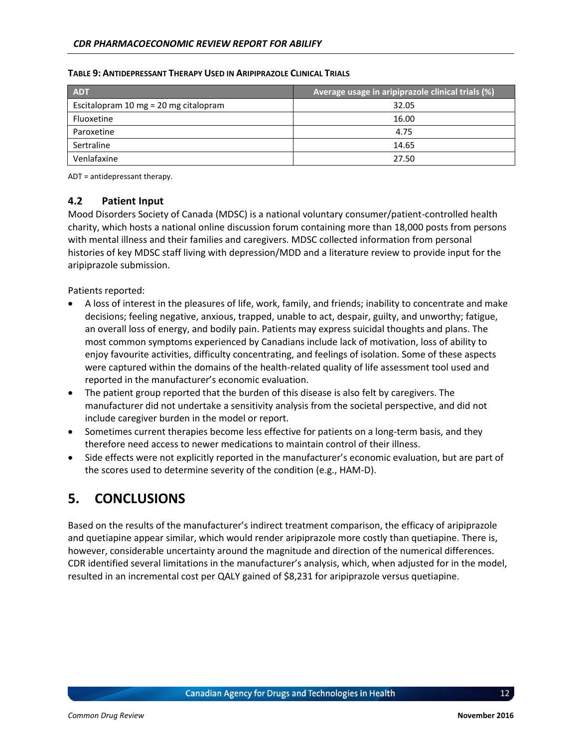**TABLE 9: ANTIDEPRESSANT THERAPY USED IN ARIPIPRAZOLE CLINICAL TRIALS**

| ADT | Average usage in aripiprazole clinical trials (%) |
| --- | --- |
| Escitalopram 10 mg = 20 mg citalopram | 32.05 |
| Fluoxetine | 16.00 |
| Paroxetine | 4.75 |
| Sertraline | 14.65 |
| Venlafaxine | 27.50 |

ADT = antidepressant therapy.

### 4.2 Patient Input

Mood Disorders Society of Canada (MDSC) is a national voluntary consumer/patient-controlled health charity, which hosts a national online discussion forum containing more than 18,000 posts from persons with mental illness and their families and caregivers. MDSC collected information from personal histories of key MDSC staff living with depression/MDD and a literature review to provide input for the aripiprazole submission.

Patients reported:

- A loss of interest in the pleasures of life, work, family, and friends; inability to concentrate and make decisions; feeling negative, anxious, trapped, unable to act, despair, guilty, and unworthy; fatigue, an overall loss of energy, and bodily pain. Patients may express suicidal thoughts and plans. The most common symptoms experienced by Canadians include lack of motivation, loss of ability to enjoy favourite activities, difficulty concentrating, and feelings of isolation. Some of these aspects were captured within the domains of the health-related quality of life assessment tool used and reported in the manufacturer's economic evaluation.
- The patient group reported that the burden of this disease is also felt by caregivers. The manufacturer did not undertake a sensitivity analysis from the societal perspective, and did not include caregiver burden in the model or report.
- Sometimes current therapies become less effective for patients on a long-term basis, and they therefore need access to newer medications to maintain control of their illness.
- Side effects were not explicitly reported in the manufacturer's economic evaluation, but are part of the scores used to determine severity of the condition (e.g., HAM-D).

## 5. CONCLUSIONS

Based on the results of the manufacturer's indirect treatment comparison, the efficacy of aripiprazole and quetiapine appear similar, which would render aripiprazole more costly than quetiapine. There is, however, considerable uncertainty around the magnitude and direction of the numerical differences. CDR identified several limitations in the manufacturer's analysis, which, when adjusted for in the model, resulted in an incremental cost per QALY gained of $8,231 for aripiprazole versus quetiapine.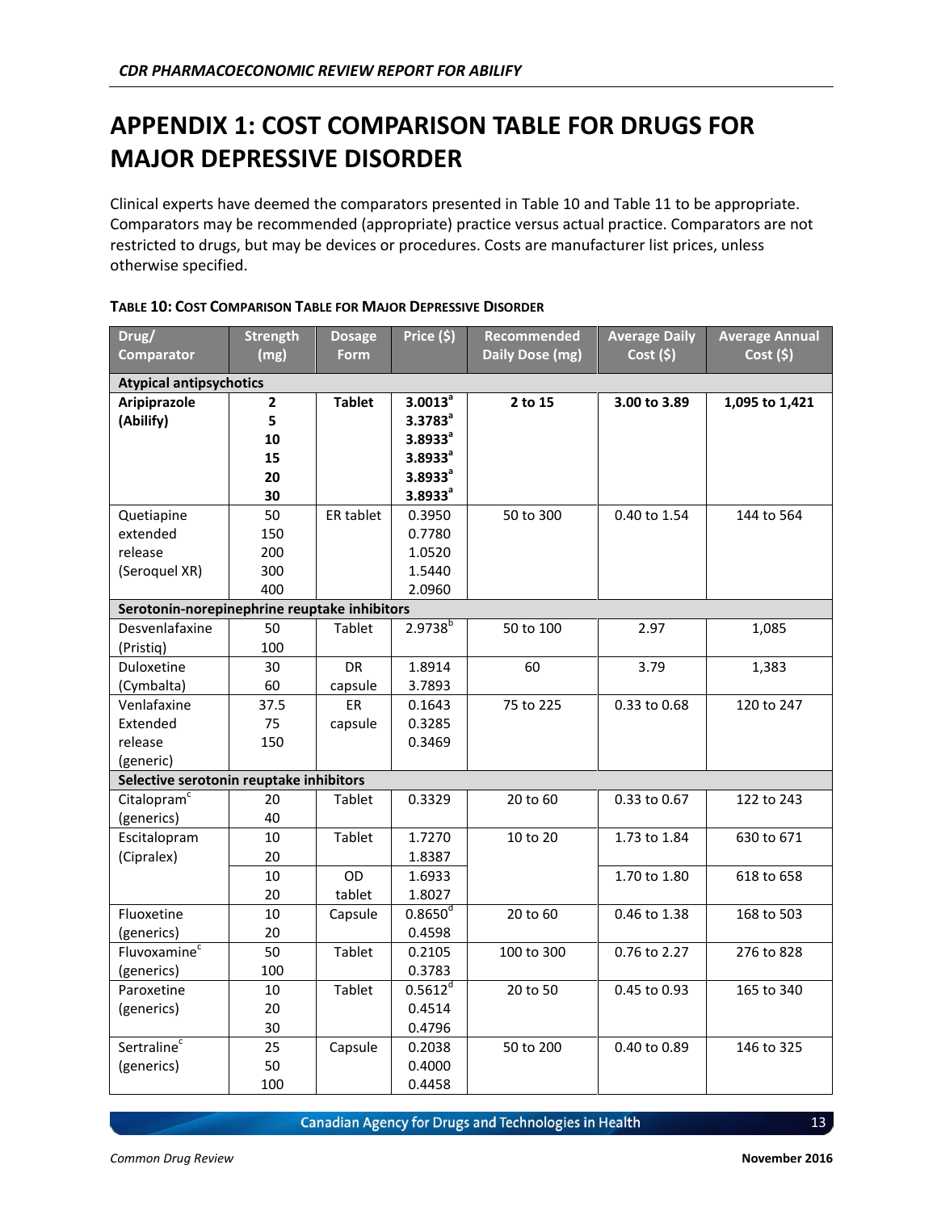# APPENDIX 1: COST COMPARISON TABLE FOR DRUGS FOR MAJOR DEPRESSIVE DISORDER

Clinical experts have deemed the comparators presented in Table 10 and Table 11 to be appropriate. Comparators may be recommended (appropriate) practice versus actual practice. Comparators are not restricted to drugs, but may be devices or procedures. Costs are manufacturer list prices, unless otherwise specified.

**TABLE 10: COST COMPARISON TABLE FOR MAJOR DEPRESSIVE DISORDER**

| Drug/ Comparator | Strength (mg) | Dosage Form | Price ($) | Recommended Daily Dose (mg) | Average Daily Cost ($) | Average Annual Cost ($) |
|---|---|---|---|---|---|---|
| **Atypical antipsychotics** | | | | | | |
| **Aripiprazole (Abilify)** | **2**<br>**5**<br>**10**<br>**15**<br>**20**<br>**30** | **Tablet** | **3.0013[a]**<br>**3.3783[a]**<br>**3.8933[a]**<br>**3.8933[a]**<br>**3.8933[a]**<br>**3.8933[a]** | **2 to 15** | **3.00 to 3.89** | **1,095 to 1,421** |
| Quetiapine extended release (Seroquel XR) | 50<br>150<br>200<br>300<br>400 | ER tablet | 0.3950<br>0.7780<br>1.0520<br>1.5440<br>2.0960 | 50 to 300 | 0.40 to 1.54 | 144 to 564 |
| **Serotonin-norepinephrine reuptake inhibitors** | | | | | | |
| Desvenlafaxine (Pristiq) | 50<br>100 | Tablet | 2.9738[b] | 50 to 100 | 2.97 | 1,085 |
| Duloxetine (Cymbalta) | 30<br>60 | DR capsule | 1.8914<br>3.7893 | 60 | 3.79 | 1,383 |
| Venlafaxine Extended release (generic) | 37.5<br>75<br>150 | ER capsule | 0.1643<br>0.3285<br>0.3469 | 75 to 225 | 0.33 to 0.68 | 120 to 247 |
| **Selective serotonin reuptake inhibitors** | | | | | | |
| Citalopram[c] (generics) | 20<br>40 | Tablet | 0.3329 | 20 to 60 | 0.33 to 0.67 | 122 to 243 |
| Escitalopram (Cipralex) | 10<br>20 | Tablet | 1.7270<br>1.8387 | 10 to 20 | 1.73 to 1.84 | 630 to 671 |
| | 10<br>20 | OD tablet | 1.6933<br>1.8027 | | 1.70 to 1.80 | 618 to 658 |
| Fluoxetine (generics) | 10<br>20 | Capsule | 0.8650[d]<br>0.4598 | 20 to 60 | 0.46 to 1.38 | 168 to 503 |
| Fluvoxamine[c] (generics) | 50<br>100 | Tablet | 0.2105<br>0.3783 | 100 to 300 | 0.76 to 2.27 | 276 to 828 |
| Paroxetine (generics) | 10<br>20<br>30 | Tablet | 0.5612[d]<br>0.4514<br>0.4796 | 20 to 50 | 0.45 to 0.93 | 165 to 340 |
| Sertraline[c] (generics) | 25<br>50<br>100 | Capsule | 0.2038<br>0.4000<br>0.4458 | 50 to 200 | 0.40 to 0.89 | 146 to 325 |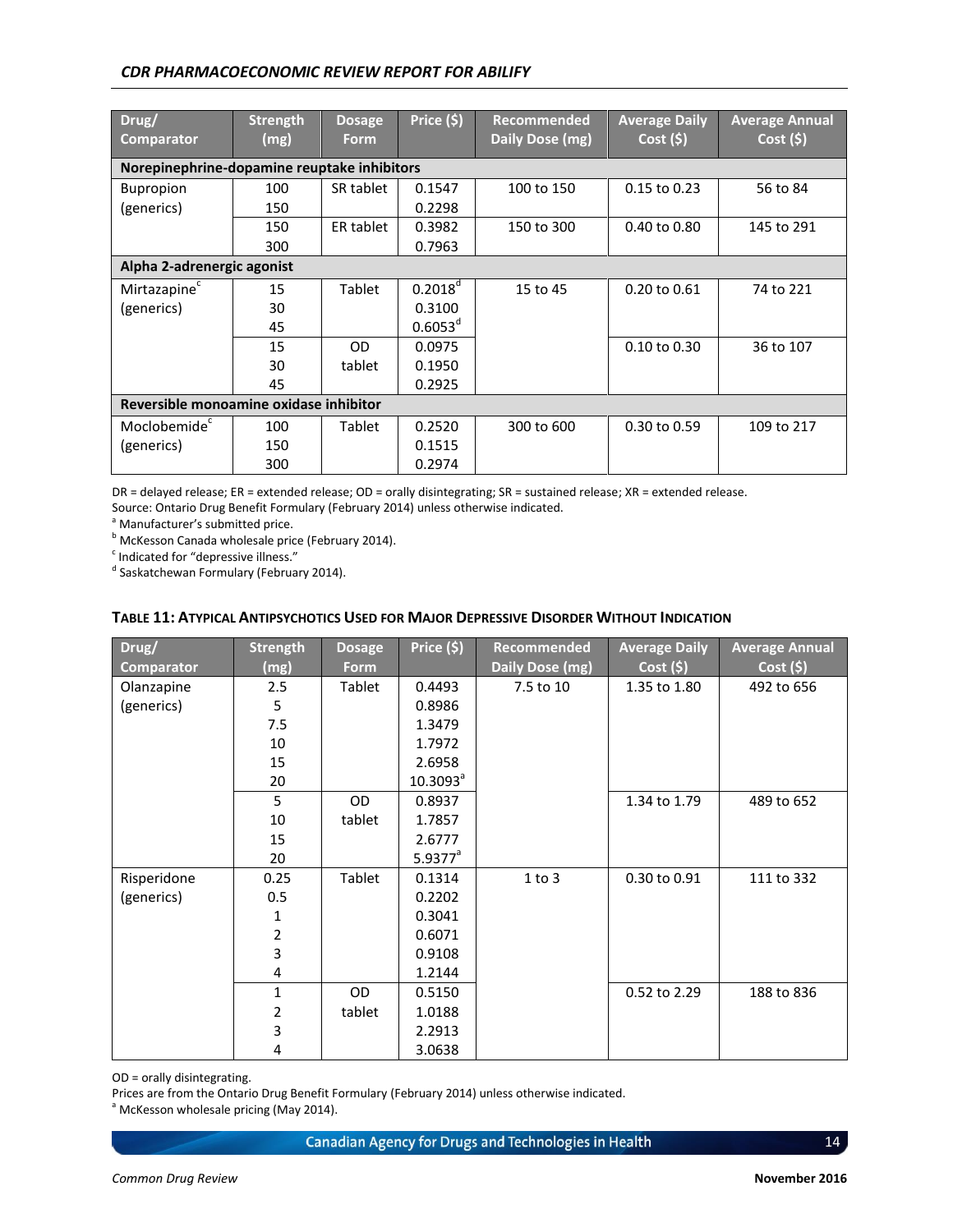| Drug/ Comparator | Strength (mg) | Dosage Form | Price ($) | Recommended Daily Dose (mg) | Average Daily Cost ($) | Average Annual Cost ($) |
|---|---|---|---|---|---|---|
| **Norepinephrine-dopamine reuptake inhibitors** | | | | | | |
| Bupropion (generics) | 100<br>150 | SR tablet | 0.1547<br>0.2298 | 100 to 150 | 0.15 to 0.23 | 56 to 84 |
| | 150<br>300 | ER tablet | 0.3982<br>0.7963 | 150 to 300 | 0.40 to 0.80 | 145 to 291 |
| **Alpha 2-adrenergic agonist** | | | | | | |
| Mirtazapine[c] (generics) | 15<br>30<br>45 | Tablet | 0.2018[d]<br>0.3100<br>0.6053[d] | 15 to 45 | 0.20 to 0.61 | 74 to 221 |
| | 15<br>30<br>45 | OD tablet | 0.0975<br>0.1950<br>0.2925 | | 0.10 to 0.30 | 36 to 107 |
| **Reversible monoamine oxidase inhibitor** | | | | | | |
| Moclobemide[c] (generics) | 100<br>150<br>300 | Tablet | 0.2520<br>0.1515<br>0.2974 | 300 to 600 | 0.30 to 0.59 | 109 to 217 |

DR = delayed release; ER = extended release; OD = orally disintegrating; SR = sustained release; XR = extended release.
Source: Ontario Drug Benefit Formulary (February 2014) unless otherwise indicated.
[a] Manufacturer's submitted price.
[b] McKesson Canada wholesale price (February 2014).
[c] Indicated for "depressive illness."
[d] Saskatchewan Formulary (February 2014).

**Table 11: Atypical Antipsychotics Used for Major Depressive Disorder Without Indication**

| Drug/ Comparator | Strength (mg) | Dosage Form | Price ($) | Recommended Daily Dose (mg) | Average Daily Cost ($) | Average Annual Cost ($) |
|---|---|---|---|---|---|---|
| Olanzapine (generics) | 2.5<br>5<br>7.5<br>10<br>15<br>20 | Tablet | 0.4493<br>0.8986<br>1.3479<br>1.7972<br>2.6958<br>10.3093[a] | 7.5 to 10 | 1.35 to 1.80 | 492 to 656 |
| | 5<br>10<br>15<br>20 | OD tablet | 0.8937<br>1.7857<br>2.6777<br>5.9377[a] | | 1.34 to 1.79 | 489 to 652 |
| Risperidone (generics) | 0.25<br>0.5<br>1<br>2<br>3<br>4 | Tablet | 0.1314<br>0.2202<br>0.3041<br>0.6071<br>0.9108<br>1.2144 | 1 to 3 | 0.30 to 0.91 | 111 to 332 |
| | 1<br>2<br>3<br>4 | OD tablet | 0.5150<br>1.0188<br>2.2913<br>3.0638 | | 0.52 to 2.29 | 188 to 836 |

OD = orally disintegrating.
Prices are from the Ontario Drug Benefit Formulary (February 2014) unless otherwise indicated.
[a] McKesson wholesale pricing (May 2014).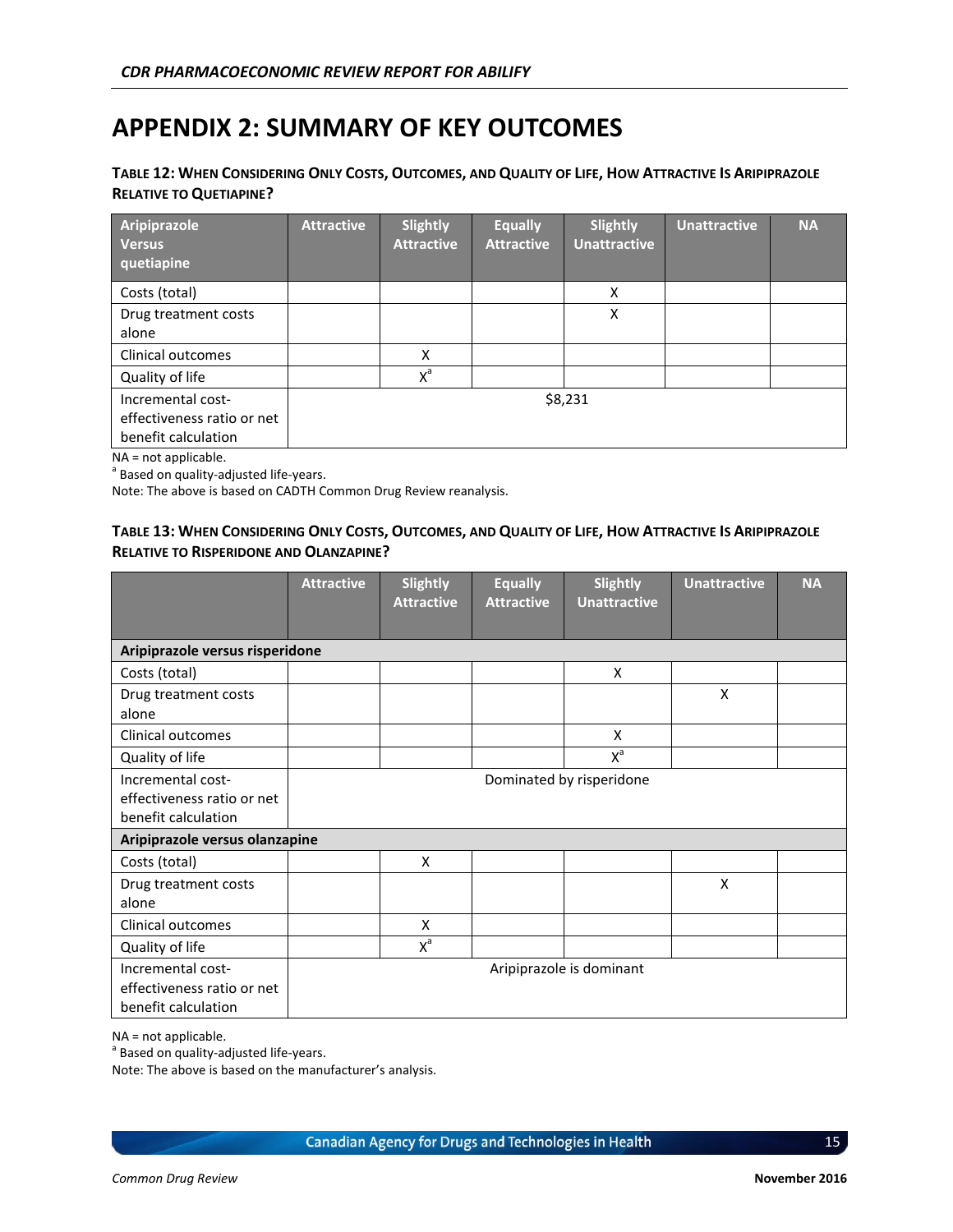# APPENDIX 2: SUMMARY OF KEY OUTCOMES

**TABLE 12: WHEN CONSIDERING ONLY COSTS, OUTCOMES, AND QUALITY OF LIFE, HOW ATTRACTIVE IS ARIPIPRAZOLE RELATIVE TO QUETIAPINE?**

| Aripiprazole Versus quetiapine | Attractive | Slightly Attractive | Equally Attractive | Slightly Unattractive | Unattractive | NA |
|---|---|---|---|---|---|---|
| Costs (total) | | | | X | | |
| Drug treatment costs alone | | | | X | | |
| Clinical outcomes | | X | | | | |
| Quality of life | | X[a] | | | | |
| Incremental cost-effectiveness ratio or net benefit calculation | $8,231 | | | | | |

NA = not applicable.
[a] Based on quality-adjusted life-years.
Note: The above is based on CADTH Common Drug Review reanalysis.

**TABLE 13: WHEN CONSIDERING ONLY COSTS, OUTCOMES, AND QUALITY OF LIFE, HOW ATTRACTIVE IS ARIPIPRAZOLE RELATIVE TO RISPERIDONE AND OLANZAPINE?**

| | Attractive | Slightly Attractive | Equally Attractive | Slightly Unattractive | Unattractive | NA |
|---|---|---|---|---|---|---|
| **Aripiprazole versus risperidone** | | | | | | |
| Costs (total) | | | | X | | |
| Drug treatment costs alone | | | | | X | |
| Clinical outcomes | | | | X | | |
| Quality of life | | | | X[a] | | |
| Incremental cost-effectiveness ratio or net benefit calculation | Dominated by risperidone | | | | | |
| **Aripiprazole versus olanzapine** | | | | | | |
| Costs (total) | | X | | | | |
| Drug treatment costs alone | | | | | X | |
| Clinical outcomes | | X | | | | |
| Quality of life | | X[a] | | | | |
| Incremental cost-effectiveness ratio or net benefit calculation | Aripiprazole is dominant | | | | | |

NA = not applicable.
[a] Based on quality-adjusted life-years.
Note: The above is based on the manufacturer's analysis.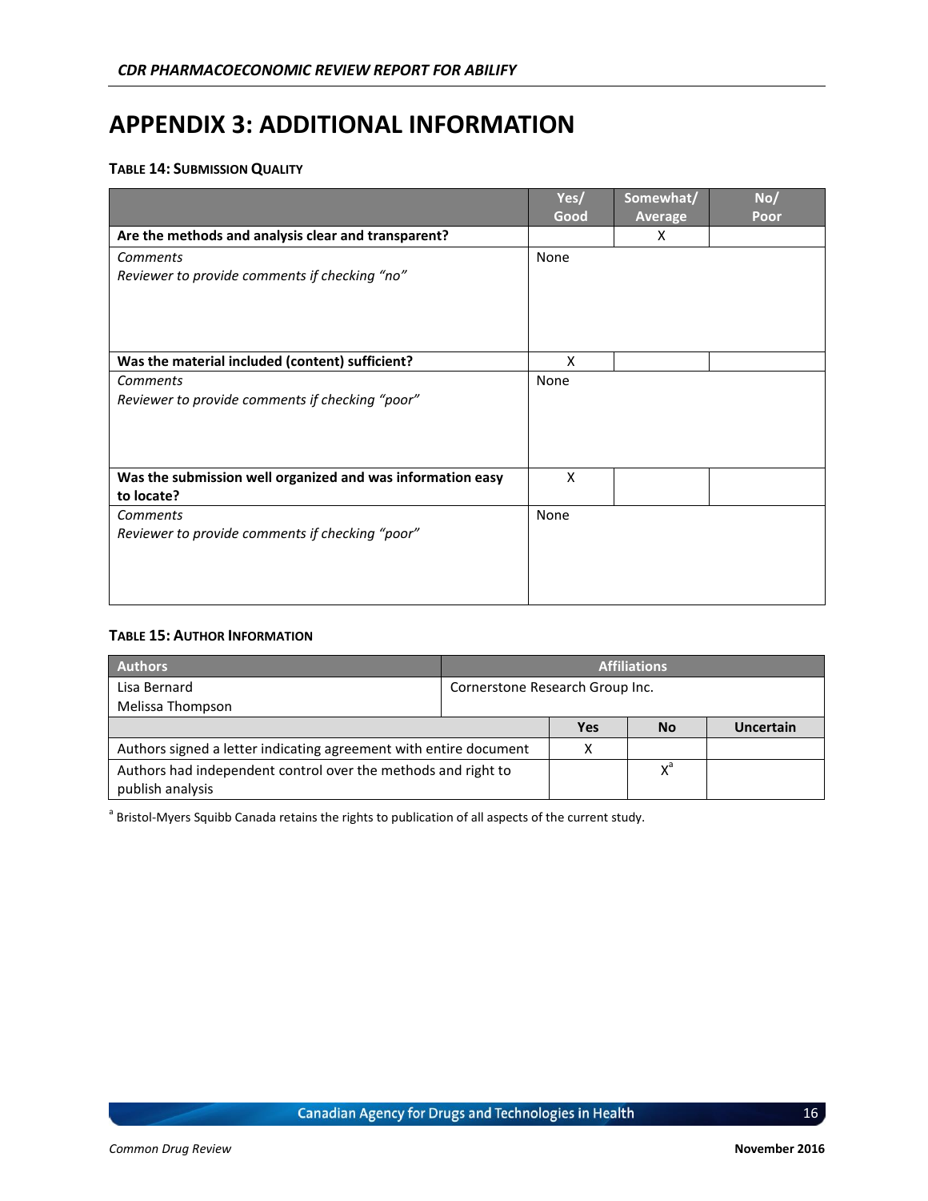# APPENDIX 3: ADDITIONAL INFORMATION

**TABLE 14: SUBMISSION QUALITY**

| | Yes/ Good | Somewhat/ Average | No/ Poor |
|---|---|---|---|
| **Are the methods and analysis clear and transparent?** | | X | |
| *Comments* *Reviewer to provide comments if checking "no"* | None | | |
| **Was the material included (content) sufficient?** | X | | |
| *Comments* *Reviewer to provide comments if checking "poor"* | None | | |
| **Was the submission well organized and was information easy to locate?** | X | | |
| *Comments* *Reviewer to provide comments if checking "poor"* | None | | |

**TABLE 15: AUTHOR INFORMATION**

| Authors | Affiliations | | |
|---|---|---|---|
| Lisa Bernard<br>Melissa Thompson | Cornerstone Research Group Inc. | | |
| | **Yes** | **No** | **Uncertain** |
| Authors signed a letter indicating agreement with entire document | X | | |
| Authors had independent control over the methods and right to publish analysis | | X[a] | |

[a] Bristol-Myers Squibb Canada retains the rights to publication of all aspects of the current study.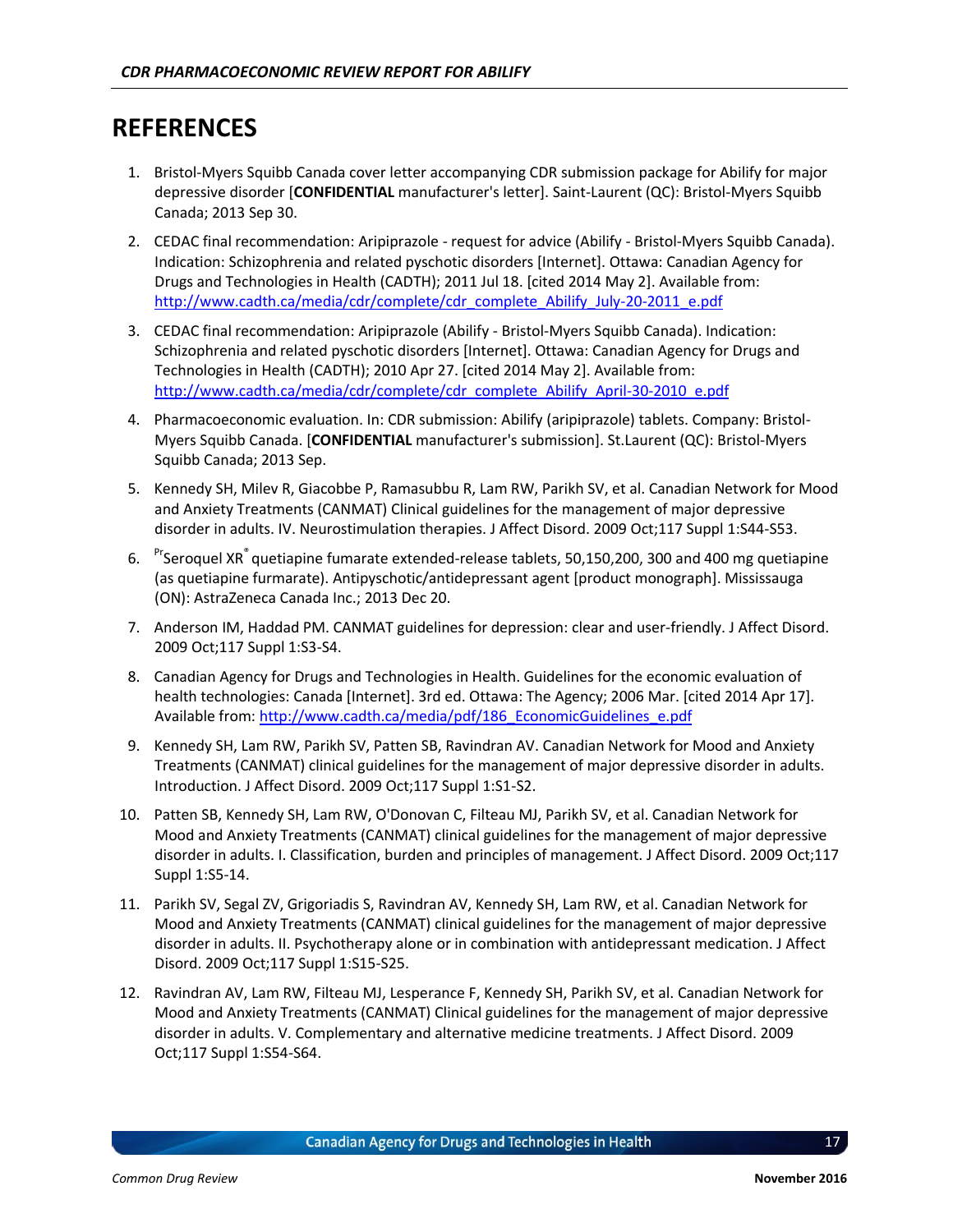# REFERENCES

1. Bristol-Myers Squibb Canada cover letter accompanying CDR submission package for Abilify for major depressive disorder [**CONFIDENTIAL** manufacturer's letter]. Saint-Laurent (QC): Bristol-Myers Squibb Canada; 2013 Sep 30.
2. CEDAC final recommendation: Aripiprazole - request for advice (Abilify - Bristol-Myers Squibb Canada). Indication: Schizophrenia and related pyschotic disorders [Internet]. Ottawa: Canadian Agency for Drugs and Technologies in Health (CADTH); 2011 Jul 18. [cited 2014 May 2]. Available from: http://www.cadth.ca/media/cdr/complete/cdr_complete_Abilify_July-20-2011_e.pdf
3. CEDAC final recommendation: Aripiprazole (Abilify - Bristol-Myers Squibb Canada). Indication: Schizophrenia and related pyschotic disorders [Internet]. Ottawa: Canadian Agency for Drugs and Technologies in Health (CADTH); 2010 Apr 27. [cited 2014 May 2]. Available from: http://www.cadth.ca/media/cdr/complete/cdr_complete_Abilify_April-30-2010_e.pdf
4. Pharmacoeconomic evaluation. In: CDR submission: Abilify (aripiprazole) tablets. Company: Bristol-Myers Squibb Canada. [**CONFIDENTIAL** manufacturer's submission]. St.Laurent (QC): Bristol-Myers Squibb Canada; 2013 Sep.
5. Kennedy SH, Milev R, Giacobbe P, Ramasubbu R, Lam RW, Parikh SV, et al. Canadian Network for Mood and Anxiety Treatments (CANMAT) Clinical guidelines for the management of major depressive disorder in adults. IV. Neurostimulation therapies. J Affect Disord. 2009 Oct;117 Suppl 1:S44-S53.
6. PrSeroquel XR® quetiapine fumarate extended-release tablets, 50,150,200, 300 and 400 mg quetiapine (as quetiapine furmarate). Antipyschotic/antidepressant agent [product monograph]. Mississauga (ON): AstraZeneca Canada Inc.; 2013 Dec 20.
7. Anderson IM, Haddad PM. CANMAT guidelines for depression: clear and user-friendly. J Affect Disord. 2009 Oct;117 Suppl 1:S3-S4.
8. Canadian Agency for Drugs and Technologies in Health. Guidelines for the economic evaluation of health technologies: Canada [Internet]. 3rd ed. Ottawa: The Agency; 2006 Mar. [cited 2014 Apr 17]. Available from: http://www.cadth.ca/media/pdf/186_EconomicGuidelines_e.pdf
9. Kennedy SH, Lam RW, Parikh SV, Patten SB, Ravindran AV. Canadian Network for Mood and Anxiety Treatments (CANMAT) clinical guidelines for the management of major depressive disorder in adults. Introduction. J Affect Disord. 2009 Oct;117 Suppl 1:S1-S2.
10. Patten SB, Kennedy SH, Lam RW, O'Donovan C, Filteau MJ, Parikh SV, et al. Canadian Network for Mood and Anxiety Treatments (CANMAT) clinical guidelines for the management of major depressive disorder in adults. I. Classification, burden and principles of management. J Affect Disord. 2009 Oct;117 Suppl 1:S5-14.
11. Parikh SV, Segal ZV, Grigoriadis S, Ravindran AV, Kennedy SH, Lam RW, et al. Canadian Network for Mood and Anxiety Treatments (CANMAT) clinical guidelines for the management of major depressive disorder in adults. II. Psychotherapy alone or in combination with antidepressant medication. J Affect Disord. 2009 Oct;117 Suppl 1:S15-S25.
12. Ravindran AV, Lam RW, Filteau MJ, Lesperance F, Kennedy SH, Parikh SV, et al. Canadian Network for Mood and Anxiety Treatments (CANMAT) Clinical guidelines for the management of major depressive disorder in adults. V. Complementary and alternative medicine treatments. J Affect Disord. 2009 Oct;117 Suppl 1:S54-S64.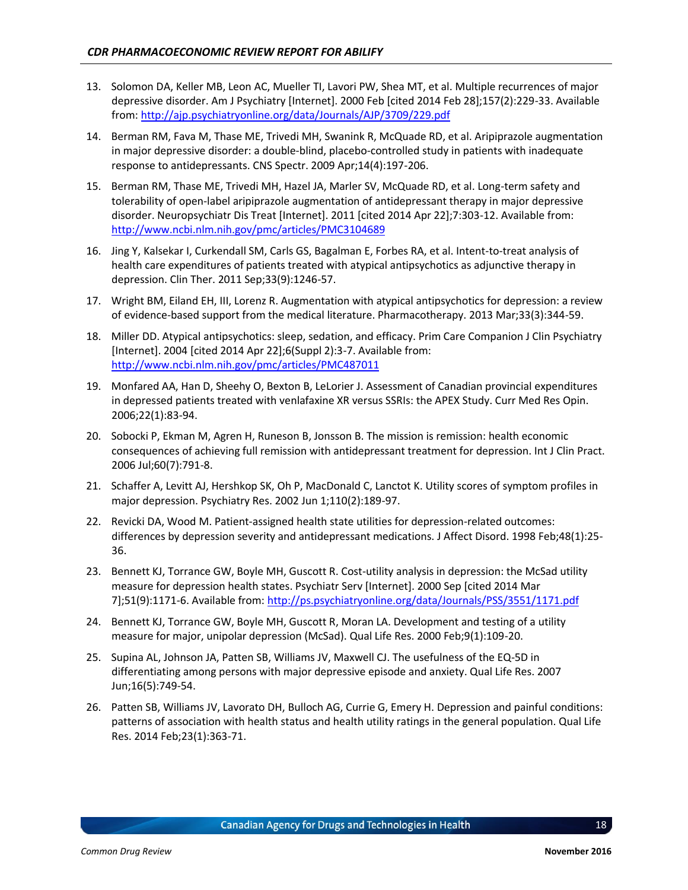13. Solomon DA, Keller MB, Leon AC, Mueller TI, Lavori PW, Shea MT, et al. Multiple recurrences of major depressive disorder. Am J Psychiatry [Internet]. 2000 Feb [cited 2014 Feb 28];157(2):229-33. Available from: http://ajp.psychiatryonline.org/data/Journals/AJP/3709/229.pdf

14. Berman RM, Fava M, Thase ME, Trivedi MH, Swanink R, McQuade RD, et al. Aripiprazole augmentation in major depressive disorder: a double-blind, placebo-controlled study in patients with inadequate response to antidepressants. CNS Spectr. 2009 Apr;14(4):197-206.

15. Berman RM, Thase ME, Trivedi MH, Hazel JA, Marler SV, McQuade RD, et al. Long-term safety and tolerability of open-label aripiprazole augmentation of antidepressant therapy in major depressive disorder. Neuropsychiatr Dis Treat [Internet]. 2011 [cited 2014 Apr 22];7:303-12. Available from: http://www.ncbi.nlm.nih.gov/pmc/articles/PMC3104689

16. Jing Y, Kalsekar I, Curkendall SM, Carls GS, Bagalman E, Forbes RA, et al. Intent-to-treat analysis of health care expenditures of patients treated with atypical antipsychotics as adjunctive therapy in depression. Clin Ther. 2011 Sep;33(9):1246-57.

17. Wright BM, Eiland EH, III, Lorenz R. Augmentation with atypical antipsychotics for depression: a review of evidence-based support from the medical literature. Pharmacotherapy. 2013 Mar;33(3):344-59.

18. Miller DD. Atypical antipsychotics: sleep, sedation, and efficacy. Prim Care Companion J Clin Psychiatry [Internet]. 2004 [cited 2014 Apr 22];6(Suppl 2):3-7. Available from: http://www.ncbi.nlm.nih.gov/pmc/articles/PMC487011

19. Monfared AA, Han D, Sheehy O, Bexton B, LeLorier J. Assessment of Canadian provincial expenditures in depressed patients treated with venlafaxine XR versus SSRIs: the APEX Study. Curr Med Res Opin. 2006;22(1):83-94.

20. Sobocki P, Ekman M, Agren H, Runeson B, Jonsson B. The mission is remission: health economic consequences of achieving full remission with antidepressant treatment for depression. Int J Clin Pract. 2006 Jul;60(7):791-8.

21. Schaffer A, Levitt AJ, Hershkop SK, Oh P, MacDonald C, Lanctot K. Utility scores of symptom profiles in major depression. Psychiatry Res. 2002 Jun 1;110(2):189-97.

22. Revicki DA, Wood M. Patient-assigned health state utilities for depression-related outcomes: differences by depression severity and antidepressant medications. J Affect Disord. 1998 Feb;48(1):25-36.

23. Bennett KJ, Torrance GW, Boyle MH, Guscott R. Cost-utility analysis in depression: the McSad utility measure for depression health states. Psychiatr Serv [Internet]. 2000 Sep [cited 2014 Mar 7];51(9):1171-6. Available from: http://ps.psychiatryonline.org/data/Journals/PSS/3551/1171.pdf

24. Bennett KJ, Torrance GW, Boyle MH, Guscott R, Moran LA. Development and testing of a utility measure for major, unipolar depression (McSad). Qual Life Res. 2000 Feb;9(1):109-20.

25. Supina AL, Johnson JA, Patten SB, Williams JV, Maxwell CJ. The usefulness of the EQ-5D in differentiating among persons with major depressive episode and anxiety. Qual Life Res. 2007 Jun;16(5):749-54.

26. Patten SB, Williams JV, Lavorato DH, Bulloch AG, Currie G, Emery H. Depression and painful conditions: patterns of association with health status and health utility ratings in the general population. Qual Life Res. 2014 Feb;23(1):363-71.